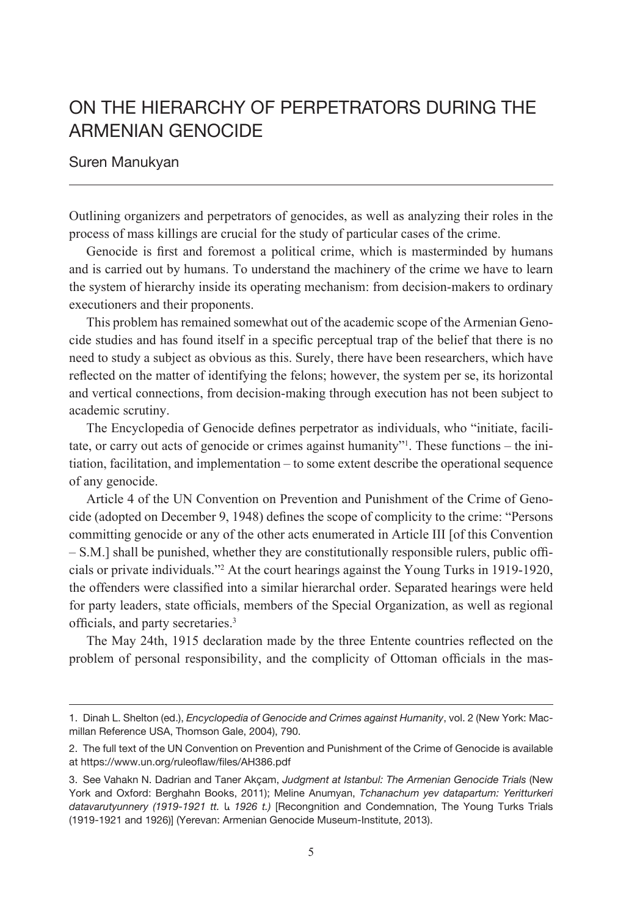# ON THE HIERARCHY OF PERPETRATORS DURING THE ARMENIAN GENOCIDE

Suren Manukyan

---

Outlining organizers and perpetrators of genocides, as well as analyzing their roles in the process of mass killings are crucial for the study of particular cases of the crime.

Genocide is first and foremost a political crime, which is masterminded by humans and is carried out by humans. To understand the machinery of the crime we have to learn the system of hierarchy inside its operating mechanism: from decision-makers to ordinary executioners and their proponents.

This problem has remained somewhat out of the academic scope of the Armenian Genocide studies and has found itself in a specific perceptual trap of the belief that there is no need to study a subject as obvious as this. Surely, there have been researchers, which have reflected on the matter of identifying the felons; however, the system per se, its horizontal and vertical connections, from decision-making through execution has not been subject to academic scrutiny.

The Encyclopedia of Genocide defines perpetrator as individuals, who "initiate, facilitate, or carry out acts of genocide or crimes against humanity"[1]. These functions – the initiation, facilitation, and implementation – to some extent describe the operational sequence of any genocide.

Article 4 of the UN Convention on Prevention and Punishment of the Crime of Genocide (adopted on December 9, 1948) defines the scope of complicity to the crime: "Persons committing genocide or any of the other acts enumerated in Article III [of this Convention – S.M.] shall be punished, whether they are constitutionally responsible rulers, public officials or private individuals."[2] At the court hearings against the Young Turks in 1919-1920, the offenders were classified into a similar hierarchal order. Separated hearings were held for party leaders, state officials, members of the Special Organization, as well as regional officials, and party secretaries.[3]

The May 24th, 1915 declaration made by the three Entente countries reflected on the problem of personal responsibility, and the complicity of Ottoman officials in the mas-

---

1. Dinah L. Shelton (ed.), *Encyclopedia of Genocide and Crimes against Humanity*, vol. 2 (New York: Macmillan Reference USA, Thomson Gale, 2004), 790.

2. The full text of the UN Convention on Prevention and Punishment of the Crime of Genocide is available at https://www.un.org/ruleoflaw/files/AH386.pdf

3. See Vahakn N. Dadrian and Taner Akçam, *Judgment at Istanbul: The Armenian Genocide Trials* (New York and Oxford: Berghahn Books, 2011); Meline Anumyan, *Tchanachum yev datapartum: Yeritturkeri datavarutyunnery (1919-1921 tt.* և *1926 t.)* [Recongnition and Condemnation, The Young Turks Trials (1919-1921 and 1926)] (Yerevan: Armenian Genocide Museum-Institute, 2013).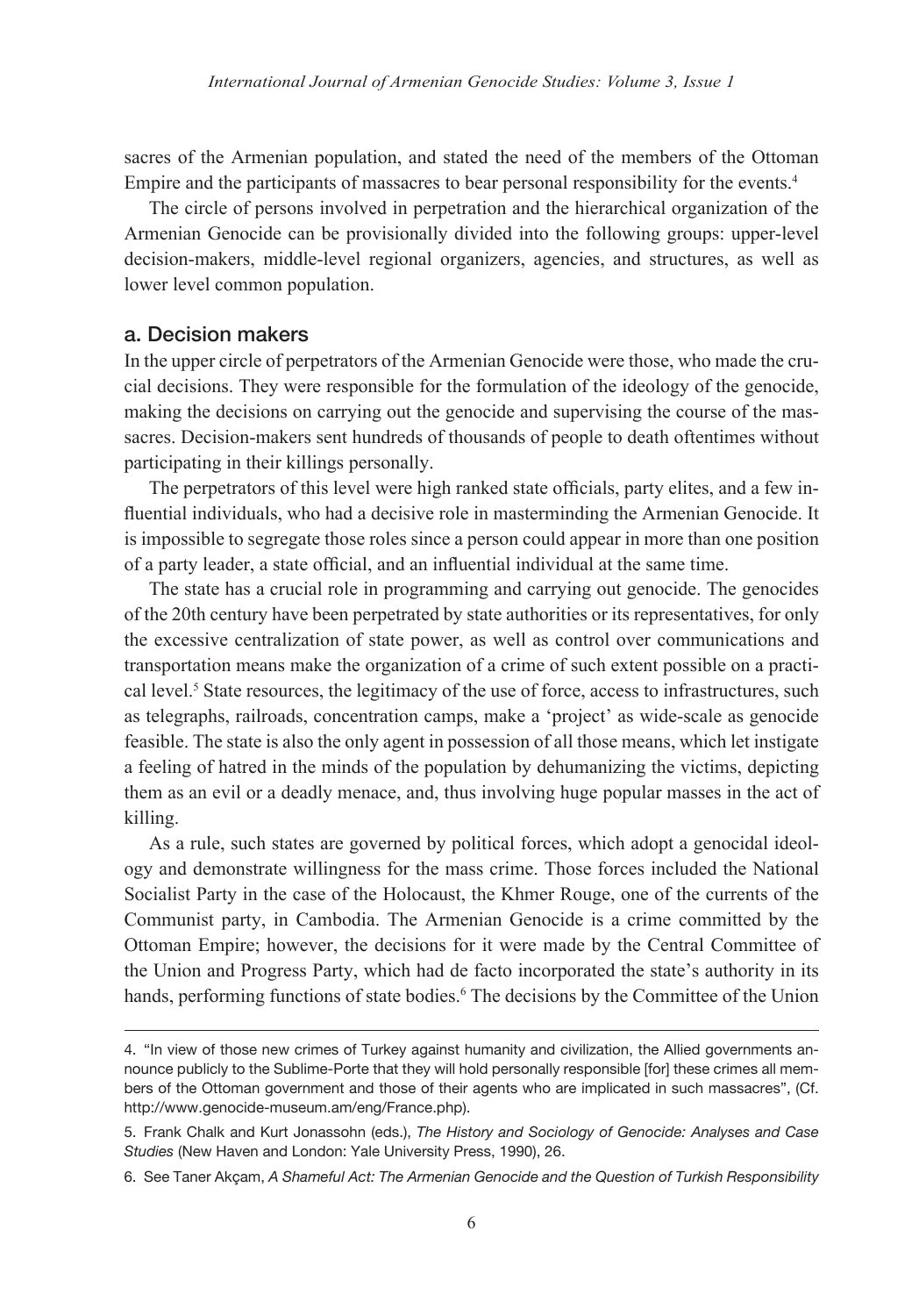sacres of the Armenian population, and stated the need of the members of the Ottoman Empire and the participants of massacres to bear personal responsibility for the events.[4]

The circle of persons involved in perpetration and the hierarchical organization of the Armenian Genocide can be provisionally divided into the following groups: upper-level decision-makers, middle-level regional organizers, agencies, and structures, as well as lower level common population.

## a. Decision makers

In the upper circle of perpetrators of the Armenian Genocide were those, who made the crucial decisions. They were responsible for the formulation of the ideology of the genocide, making the decisions on carrying out the genocide and supervising the course of the massacres. Decision-makers sent hundreds of thousands of people to death oftentimes without participating in their killings personally.

The perpetrators of this level were high ranked state officials, party elites, and a few influential individuals, who had a decisive role in masterminding the Armenian Genocide. It is impossible to segregate those roles since a person could appear in more than one position of a party leader, a state official, and an influential individual at the same time.

The state has a crucial role in programming and carrying out genocide. The genocides of the 20th century have been perpetrated by state authorities or its representatives, for only the excessive centralization of state power, as well as control over communications and transportation means make the organization of a crime of such extent possible on a practical level.[5] State resources, the legitimacy of the use of force, access to infrastructures, such as telegraphs, railroads, concentration camps, make a 'project' as wide-scale as genocide feasible. The state is also the only agent in possession of all those means, which let instigate a feeling of hatred in the minds of the population by dehumanizing the victims, depicting them as an evil or a deadly menace, and, thus involving huge popular masses in the act of killing.

As a rule, such states are governed by political forces, which adopt a genocidal ideology and demonstrate willingness for the mass crime. Those forces included the National Socialist Party in the case of the Holocaust, the Khmer Rouge, one of the currents of the Communist party, in Cambodia. The Armenian Genocide is a crime committed by the Ottoman Empire; however, the decisions for it were made by the Central Committee of the Union and Progress Party, which had de facto incorporated the state's authority in its hands, performing functions of state bodies.[6] The decisions by the Committee of the Union

---

4. "In view of those new crimes of Turkey against humanity and civilization, the Allied governments announce publicly to the Sublime-Porte that they will hold personally responsible [for] these crimes all members of the Ottoman government and those of their agents who are implicated in such massacres", (Cf. http://www.genocide-museum.am/eng/France.php).

5. Frank Chalk and Kurt Jonassohn (eds.), *The History and Sociology of Genocide: Analyses and Case Studies* (New Haven and London: Yale University Press, 1990), 26.

6. See Taner Akçam, *A Shameful Act: The Armenian Genocide and the Question of Turkish Responsibility*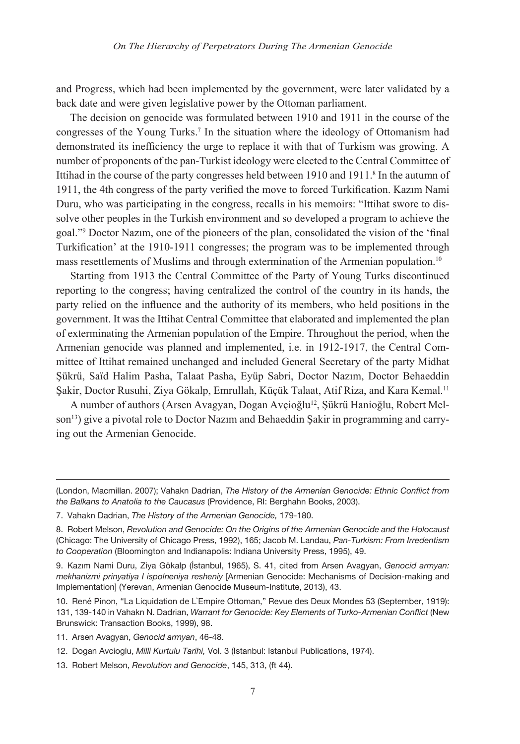and Progress, which had been implemented by the government, were later validated by a back date and were given legislative power by the Ottoman parliament.

The decision on genocide was formulated between 1910 and 1911 in the course of the congresses of the Young Turks.[7] In the situation where the ideology of Ottomanism had demonstrated its inefficiency the urge to replace it with that of Turkism was growing. A number of proponents of the pan-Turkist ideology were elected to the Central Committee of Ittihad in the course of the party congresses held between 1910 and 1911.[8] In the autumn of 1911, the 4th congress of the party verified the move to forced Turkification. Kazım Nami Duru, who was participating in the congress, recalls in his memoirs: "Ittihat swore to dissolve other peoples in the Turkish environment and so developed a program to achieve the goal."[9] Doctor Nazım, one of the pioneers of the plan, consolidated the vision of the 'final Turkification' at the 1910-1911 congresses; the program was to be implemented through mass resettlements of Muslims and through extermination of the Armenian population.[10]

Starting from 1913 the Central Committee of the Party of Young Turks discontinued reporting to the congress; having centralized the control of the country in its hands, the party relied on the influence and the authority of its members, who held positions in the government. It was the Ittihat Central Committee that elaborated and implemented the plan of exterminating the Armenian population of the Empire. Throughout the period, when the Armenian genocide was planned and implemented, i.e. in 1912-1917, the Central Committee of Ittihat remained unchanged and included General Secretary of the party Midhat Şükrü, Saïd Halim Pasha, Talaat Pasha, Eyüp Sabri, Doctor Nazım, Doctor Behaeddin Şakir, Doctor Rusuhi, Ziya Gökalp, Emrullah, Küçük Talaat, Atif Riza, and Kara Kemal.[11]

A number of authors (Arsen Avagyan, Dogan Avçioğlu[12], Şükrü Hanioğlu, Robert Melson[13]) give a pivotal role to Doctor Nazım and Behaeddin Şakir in programming and carrying out the Armenian Genocide.

---

(London, Macmillan. 2007); Vahakn Dadrian, *The History of the Armenian Genocide: Ethnic Conflict from the Balkans to Anatolia to the Caucasus* (Providence, RI: Berghahn Books, 2003).

7. Vahakn Dadrian, *The History of the Armenian Genocide,* 179-180.

8. Robert Melson, *Revolution and Genocide: On the Origins of the Armenian Genocide and the Holocaust* (Chicago: The University of Chicago Press, 1992), 165; Jacob M. Landau, *Pan-Turkism: From Irredentism to Cooperation* (Bloomington and Indianapolis: Indiana University Press, 1995), 49.

9. Kazım Nami Duru, Ziya Gökalp (İstanbul, 1965), S. 41, cited from Arsen Avagyan, *Genocid armyan: mekhanizmi prinyatiya I ispolneniya resheniy* [Armenian Genocide: Mechanisms of Decision-making and Implementation] (Yerevan, Armenian Genocide Museum-Institute, 2013), 43.

10. René Pinon, "La Liquidation de L`Empire Ottoman," Revue des Deux Mondes 53 (September, 1919): 131, 139-140 in Vahakn N. Dadrian, *Warrant for Genocide: Key Elements of Turko-Armenian Conflict* (New Brunswick: Transaction Books, 1999), 98.

11. Arsen Avagyan, *Genocid armyan*, 46-48.

12. Dogan Avcioglu, *Milli Kurtulu Tarihi,* Vol. 3 (Istanbul: Istanbul Publications, 1974).

13. Robert Melson, *Revolution and Genocide*, 145, 313, (ft 44).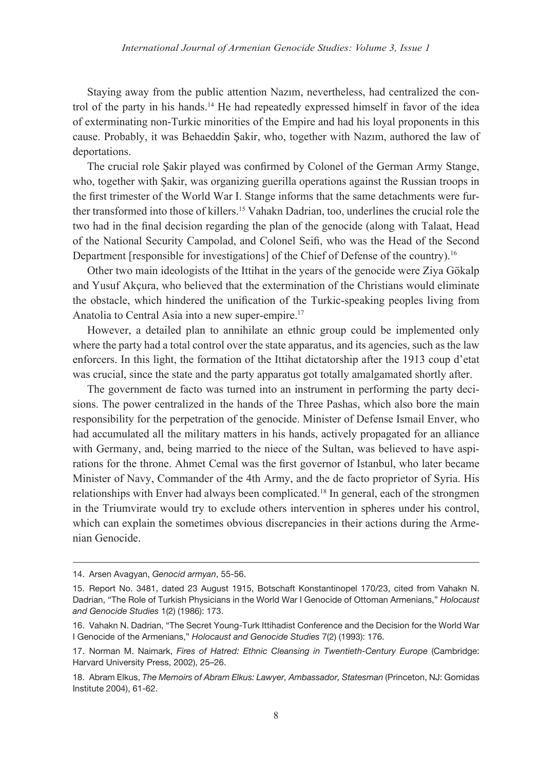Staying away from the public attention Nazım, nevertheless, had centralized the control of the party in his hands.[14] He had repeatedly expressed himself in favor of the idea of exterminating non-Turkic minorities of the Empire and had his loyal proponents in this cause. Probably, it was Behaeddin Şakir, who, together with Nazım, authored the law of deportations.

The crucial role Şakir played was confirmed by Colonel of the German Army Stange, who, together with Şakir, was organizing guerilla operations against the Russian troops in the first trimester of the World War I. Stange informs that the same detachments were further transformed into those of killers.[15] Vahakn Dadrian, too, underlines the crucial role the two had in the final decision regarding the plan of the genocide (along with Talaat, Head of the National Security Campolad, and Colonel Seifi, who was the Head of the Second Department [responsible for investigations] of the Chief of Defense of the country).[16]

Other two main ideologists of the Ittihat in the years of the genocide were Ziya Gökalp and Yusuf Akçura, who believed that the extermination of the Christians would eliminate the obstacle, which hindered the unification of the Turkic-speaking peoples living from Anatolia to Central Asia into a new super-empire.[17]

However, a detailed plan to annihilate an ethnic group could be implemented only where the party had a total control over the state apparatus, and its agencies, such as the law enforcers. In this light, the formation of the Ittihat dictatorship after the 1913 coup d'etat was crucial, since the state and the party apparatus got totally amalgamated shortly after.

The government de facto was turned into an instrument in performing the party decisions. The power centralized in the hands of the Three Pashas, which also bore the main responsibility for the perpetration of the genocide. Minister of Defense Ismail Enver, who had accumulated all the military matters in his hands, actively propagated for an alliance with Germany, and, being married to the niece of the Sultan, was believed to have aspirations for the throne. Ahmet Cemal was the first governor of Istanbul, who later became Minister of Navy, Commander of the 4th Army, and the de facto proprietor of Syria. His relationships with Enver had always been complicated.[18] In general, each of the strongmen in the Triumvirate would try to exclude others intervention in spheres under his control, which can explain the sometimes obvious discrepancies in their actions during the Armenian Genocide.

---

14. Arsen Avagyan, *Genocid armyan*, 55-56.

15. Report No. 3481, dated 23 August 1915, Botschaft Konstantinopel 170/23, cited from Vahakn N. Dadrian, "The Role of Turkish Physicians in the World War I Genocide of Ottoman Armenians," *Holocaust and Genocide Studies* 1(2) (1986): 173.

16. Vahakn N. Dadrian, "The Secret Young-Turk Ittihadist Conference and the Decision for the World War I Genocide of the Armenians," *Holocaust and Genocide Studies* 7(2) (1993): 176.

17. Norman M. Naimark, *Fires of Hatred: Ethnic Cleansing in Twentieth-Century Europe* (Cambridge: Harvard University Press, 2002), 25–26.

18. Abram Elkus, *The Memoirs of Abram Elkus: Lawyer, Ambassador, Statesman* (Princeton, NJ: Gomidas Institute 2004), 61-62.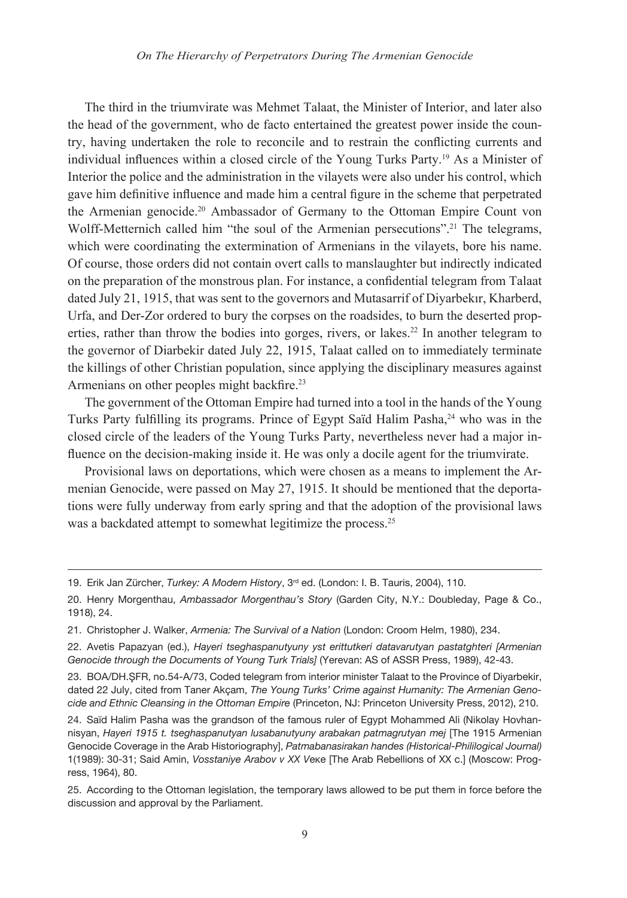The third in the triumvirate was Mehmet Talaat, the Minister of Interior, and later also the head of the government, who de facto entertained the greatest power inside the country, having undertaken the role to reconcile and to restrain the conflicting currents and individual influences within a closed circle of the Young Turks Party.[19] As a Minister of Interior the police and the administration in the vilayets were also under his control, which gave him definitive influence and made him a central figure in the scheme that perpetrated the Armenian genocide.[20] Ambassador of Germany to the Ottoman Empire Count von Wolff-Metternich called him "the soul of the Armenian persecutions".[21] The telegrams, which were coordinating the extermination of Armenians in the vilayets, bore his name. Of course, those orders did not contain overt calls to manslaughter but indirectly indicated on the preparation of the monstrous plan. For instance, a confidential telegram from Talaat dated July 21, 1915, that was sent to the governors and Mutasarrif of Diyarbekır, Kharberd, Urfa, and Der-Zor ordered to bury the corpses on the roadsides, to burn the deserted properties, rather than throw the bodies into gorges, rivers, or lakes.[22] In another telegram to the governor of Diarbekir dated July 22, 1915, Talaat called on to immediately terminate the killings of other Christian population, since applying the disciplinary measures against Armenians on other peoples might backfire.[23]

The government of the Ottoman Empire had turned into a tool in the hands of the Young Turks Party fulfilling its programs. Prince of Egypt Saïd Halim Pasha,[24] who was in the closed circle of the leaders of the Young Turks Party, nevertheless never had a major influence on the decision-making inside it. He was only a docile agent for the triumvirate.

Provisional laws on deportations, which were chosen as a means to implement the Armenian Genocide, were passed on May 27, 1915. It should be mentioned that the deportations were fully underway from early spring and that the adoption of the provisional laws was a backdated attempt to somewhat legitimize the process.[25]

---

19. Erik Jan Zürcher, *Turkey: A Modern History*, 3rd ed. (London: I. B. Tauris, 2004), 110.

20. Henry Morgenthau, *Ambassador Morgenthau's Story* (Garden City, N.Y.: Doubleday, Page & Co., 1918), 24.

21. Christopher J. Walker, *Armenia: The Survival of a Nation* (London: Croom Helm, 1980), 234.

22. Avetis Papazyan (ed.), *Hayeri tseghaspanutyuny yst erittutkeri datavarutyan pastatghteri [Armenian Genocide through the Documents of Young Turk Trials]* (Yerevan: AS of ASSR Press, 1989), 42-43.

23. BOA/DH.ŞFR, no.54-A/73, Coded telegram from interior minister Talaat to the Province of Diyarbekir, dated 22 July, cited from Taner Akçam, *The Young Turks' Crime against Humanity: The Armenian Genocide and Ethnic Cleansing in the Ottoman Empire* (Princeton, NJ: Princeton University Press, 2012), 210.

24. Saïd Halim Pasha was the grandson of the famous ruler of Egypt Mohammed Ali (Nikolay Hovhannisyan, *Hayeri 1915 t. tseghaspanutyan lusabanutyuny arabakan patmagrutyan mej* [The 1915 Armenian Genocide Coverage in the Arab Historiography], *Patmabanasirakan handes (Historical-Phililogical Journal)* 1(1989): 30-31; Said Amin, *Vosstaniye Arabov v XX Veке* [The Arab Rebellions of XX c.] (Moscow: Progress, 1964), 80.

25. According to the Ottoman legislation, the temporary laws allowed to be put them in force before the discussion and approval by the Parliament.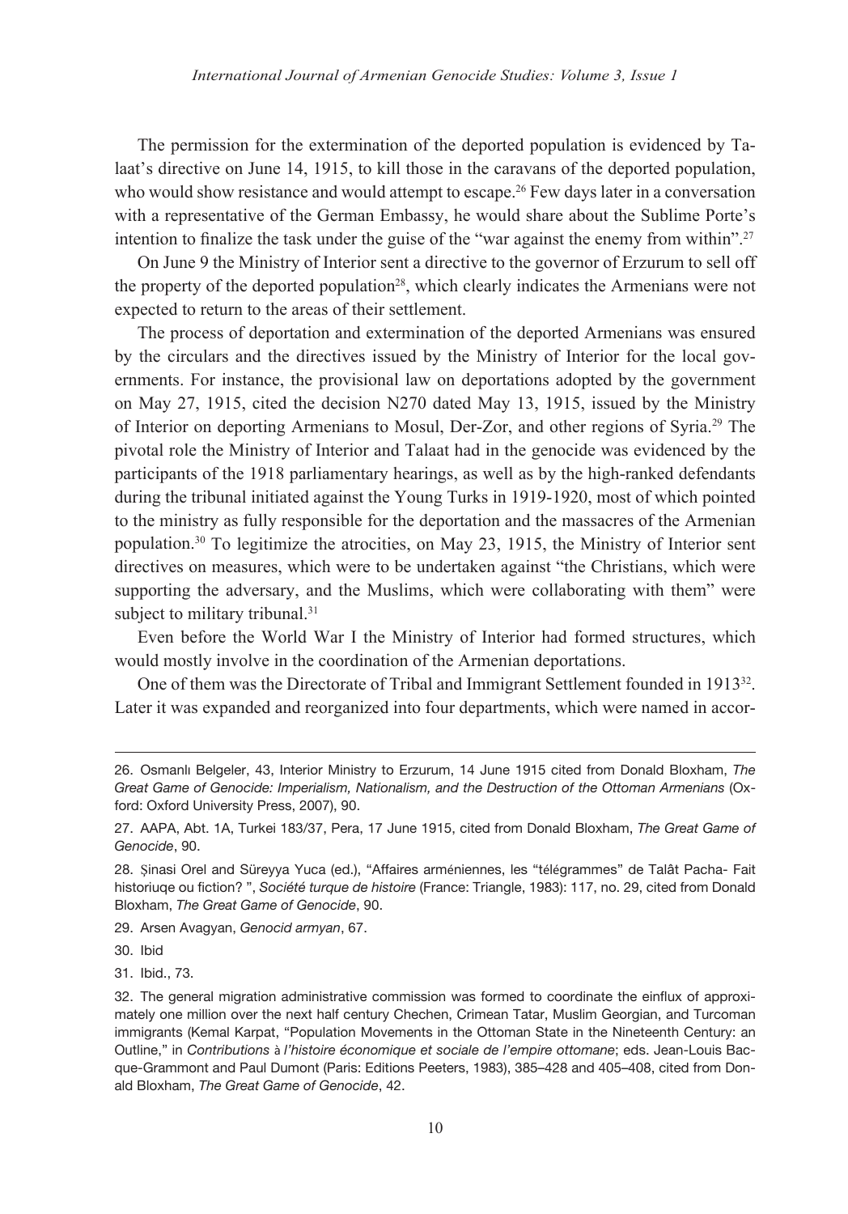The permission for the extermination of the deported population is evidenced by Talaat's directive on June 14, 1915, to kill those in the caravans of the deported population, who would show resistance and would attempt to escape.[26] Few days later in a conversation with a representative of the German Embassy, he would share about the Sublime Porte's intention to finalize the task under the guise of the "war against the enemy from within".[27]

On June 9 the Ministry of Interior sent a directive to the governor of Erzurum to sell off the property of the deported population[28], which clearly indicates the Armenians were not expected to return to the areas of their settlement.

The process of deportation and extermination of the deported Armenians was ensured by the circulars and the directives issued by the Ministry of Interior for the local governments. For instance, the provisional law on deportations adopted by the government on May 27, 1915, cited the decision N270 dated May 13, 1915, issued by the Ministry of Interior on deporting Armenians to Mosul, Der-Zor, and other regions of Syria.[29] The pivotal role the Ministry of Interior and Talaat had in the genocide was evidenced by the participants of the 1918 parliamentary hearings, as well as by the high-ranked defendants during the tribunal initiated against the Young Turks in 1919-1920, most of which pointed to the ministry as fully responsible for the deportation and the massacres of the Armenian population.[30] To legitimize the atrocities, on May 23, 1915, the Ministry of Interior sent directives on measures, which were to be undertaken against "the Christians, which were supporting the adversary, and the Muslims, which were collaborating with them" were subject to military tribunal.[31]

Even before the World War I the Ministry of Interior had formed structures, which would mostly involve in the coordination of the Armenian deportations.

One of them was the Directorate of Tribal and Immigrant Settlement founded in 1913[32]. Later it was expanded and reorganized into four departments, which were named in accor-

---

26. Osmanlı Belgeler, 43, Interior Ministry to Erzurum, 14 June 1915 cited from Donald Bloxham, *The Great Game of Genocide: Imperialism, Nationalism, and the Destruction of the Ottoman Armenians* (Oxford: Oxford University Press, 2007), 90.

27. AAPA, Abt. 1A, Turkei 183/37, Pera, 17 June 1915, cited from Donald Bloxham, *The Great Game of Genocide*, 90.

28. Şinasi Orel and Süreyya Yuca (ed.), "Affaires arméniennes, les "télégrammes" de Talât Pacha- Fait historiuqe ou fiction? ", *Société turque de histoire* (France: Triangle, 1983): 117, no. 29, cited from Donald Bloxham, *The Great Game of Genocide*, 90.

29. Arsen Avagyan, *Genocid armyan*, 67.

30. Ibid

31. Ibid., 73.

32. The general migration administrative commission was formed to coordinate the einflux of approximately one million over the next half century Chechen, Crimean Tatar, Muslim Georgian, and Turcoman immigrants (Kemal Karpat, "Population Movements in the Ottoman State in the Nineteenth Century: an Outline," in *Contributions à l'histoire économique et sociale de l'empire ottomane*; eds. Jean-Louis Bacque-Grammont and Paul Dumont (Paris: Editions Peeters, 1983), 385–428 and 405–408, cited from Donald Bloxham, *The Great Game of Genocide*, 42.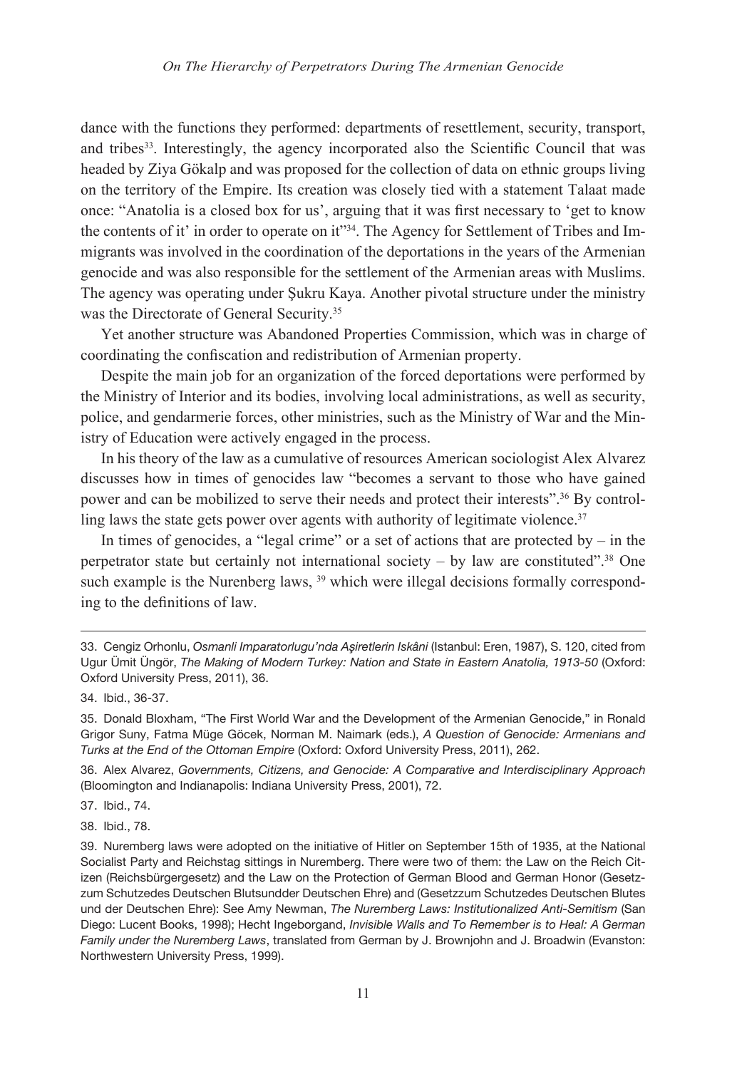dance with the functions they performed: departments of resettlement, security, transport, and tribes[33]. Interestingly, the agency incorporated also the Scientific Council that was headed by Ziya Gökalp and was proposed for the collection of data on ethnic groups living on the territory of the Empire. Its creation was closely tied with a statement Talaat made once: "Anatolia is a closed box for us', arguing that it was first necessary to 'get to know the contents of it' in order to operate on it"[34]. The Agency for Settlement of Tribes and Immigrants was involved in the coordination of the deportations in the years of the Armenian genocide and was also responsible for the settlement of the Armenian areas with Muslims. The agency was operating under Şukru Kaya. Another pivotal structure under the ministry was the Directorate of General Security.[35]

Yet another structure was Abandoned Properties Commission, which was in charge of coordinating the confiscation and redistribution of Armenian property.

Despite the main job for an organization of the forced deportations were performed by the Ministry of Interior and its bodies, involving local administrations, as well as security, police, and gendarmerie forces, other ministries, such as the Ministry of War and the Ministry of Education were actively engaged in the process.

In his theory of the law as a cumulative of resources American sociologist Alex Alvarez discusses how in times of genocides law "becomes a servant to those who have gained power and can be mobilized to serve their needs and protect their interests".[36] By controlling laws the state gets power over agents with authority of legitimate violence.[37]

In times of genocides, a "legal crime" or a set of actions that are protected by – in the perpetrator state but certainly not international society – by law are constituted".[38] One such example is the Nurenberg laws, [39] which were illegal decisions formally corresponding to the definitions of law.

---

33. Cengiz Orhonlu, *Osmanli Imparatorlugu'nda Aşiretlerin Iskâni* (Istanbul: Eren, 1987), S. 120, cited from Ugur Ümit Üngör, *The Making of Modern Turkey: Nation and State in Eastern Anatolia, 1913-50* (Oxford: Oxford University Press, 2011), 36.

34. Ibid., 36-37.

35. Donald Bloxham, "The First World War and the Development of the Armenian Genocide," in Ronald Grigor Suny, Fatma Müge Göcek, Norman M. Naimark (eds.), *A Question of Genocide: Armenians and Turks at the End of the Ottoman Empire* (Oxford: Oxford University Press, 2011), 262.

36. Alex Alvarez, *Governments, Citizens, and Genocide: A Comparative and Interdisciplinary Approach* (Bloomington and Indianapolis: Indiana University Press, 2001), 72.

37. Ibid., 74.

38. Ibid., 78.

39. Nuremberg laws were adopted on the initiative of Hitler on September 15th of 1935, at the National Socialist Party and Reichstag sittings in Nuremberg. There were two of them: the Law on the Reich Citizen (Reichsbürgergesetz) and the Law on the Protection of German Blood and German Honor (Gesetzzum Schutzedes Deutschen Blutsundder Deutschen Ehre) and (Gesetzzum Schutzedes Deutschen Blutes und der Deutschen Ehre): See Amy Newman, *The Nuremberg Laws: Institutionalized Anti-Semitism* (San Diego: Lucent Books, 1998); Hecht Ingeborgand, *Invisible Walls and To Remember is to Heal: A German Family under the Nuremberg Laws*, translated from German by J. Brownjohn and J. Broadwin (Evanston: Northwestern University Press, 1999).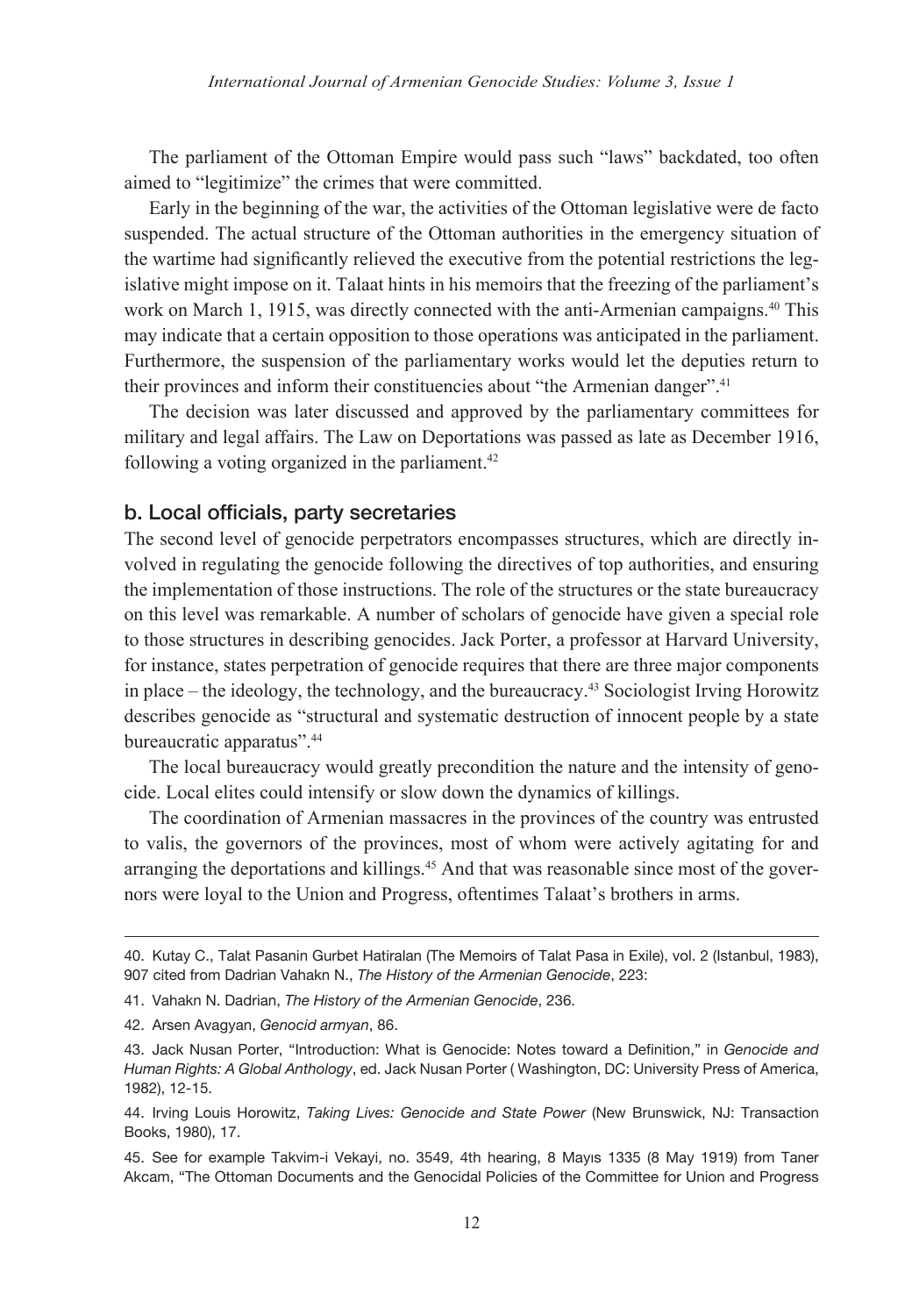The parliament of the Ottoman Empire would pass such "laws" backdated, too often aimed to "legitimize" the crimes that were committed.

Early in the beginning of the war, the activities of the Ottoman legislative were de facto suspended. The actual structure of the Ottoman authorities in the emergency situation of the wartime had significantly relieved the executive from the potential restrictions the legislative might impose on it. Talaat hints in his memoirs that the freezing of the parliament's work on March 1, 1915, was directly connected with the anti-Armenian campaigns.[40] This may indicate that a certain opposition to those operations was anticipated in the parliament. Furthermore, the suspension of the parliamentary works would let the deputies return to their provinces and inform their constituencies about "the Armenian danger".[41]

The decision was later discussed and approved by the parliamentary committees for military and legal affairs. The Law on Deportations was passed as late as December 1916, following a voting organized in the parliament.[42]

## b. Local officials, party secretaries

The second level of genocide perpetrators encompasses structures, which are directly involved in regulating the genocide following the directives of top authorities, and ensuring the implementation of those instructions. The role of the structures or the state bureaucracy on this level was remarkable. A number of scholars of genocide have given a special role to those structures in describing genocides. Jack Porter, a professor at Harvard University, for instance, states perpetration of genocide requires that there are three major components in place – the ideology, the technology, and the bureaucracy.[43] Sociologist Irving Horowitz describes genocide as "structural and systematic destruction of innocent people by a state bureaucratic apparatus".[44]

The local bureaucracy would greatly precondition the nature and the intensity of genocide. Local elites could intensify or slow down the dynamics of killings.

The coordination of Armenian massacres in the provinces of the country was entrusted to valis, the governors of the provinces, most of whom were actively agitating for and arranging the deportations and killings.[45] And that was reasonable since most of the governors were loyal to the Union and Progress, oftentimes Talaat's brothers in arms.

---

40. Kutay C., Talat Pasanin Gurbet Hatiralan (The Memoirs of Talat Pasa in Exile), vol. 2 (Istanbul, 1983), 907 cited from Dadrian Vahakn N., *The History of the Armenian Genocide*, 223:

41. Vahakn N. Dadrian, *The History of the Armenian Genocide*, 236.

42. Arsen Avagyan, *Genocid armyan*, 86.

43. Jack Nusan Porter, "Introduction: What is Genocide: Notes toward a Definition," in *Genocide and Human Rights: A Global Anthology*, ed. Jack Nusan Porter ( Washington, DC: University Press of America, 1982), 12-15.

44. Irving Louis Horowitz, *Taking Lives: Genocide and State Power* (New Brunswick, NJ: Transaction Books, 1980), 17.

45. See for example Takvim-i Vekayi, no. 3549, 4th hearing, 8 Mayıs 1335 (8 May 1919) from Taner Akcam, "The Ottoman Documents and the Genocidal Policies of the Committee for Union and Progress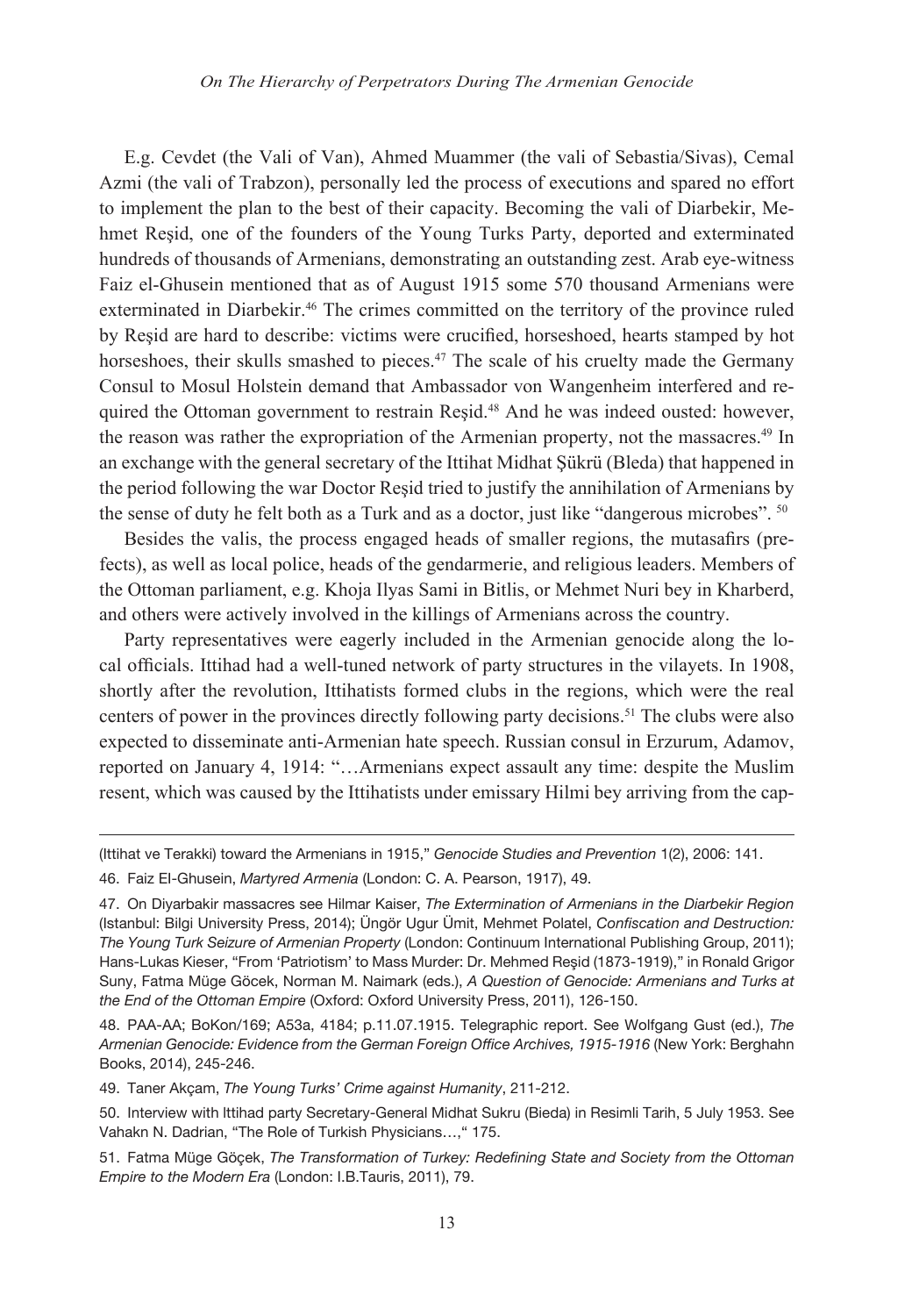E.g. Cevdet (the Vali of Van), Ahmed Muammer (the vali of Sebastia/Sivas), Cemal Azmi (the vali of Trabzon), personally led the process of executions and spared no effort to implement the plan to the best of their capacity. Becoming the vali of Diarbekir, Mehmet Reşid, one of the founders of the Young Turks Party, deported and exterminated hundreds of thousands of Armenians, demonstrating an outstanding zest. Arab eye-witness Faiz el-Ghusein mentioned that as of August 1915 some 570 thousand Armenians were exterminated in Diarbekir.[46] The crimes committed on the territory of the province ruled by Reşid are hard to describe: victims were crucified, horseshoed, hearts stamped by hot horseshoes, their skulls smashed to pieces.[47] The scale of his cruelty made the Germany Consul to Mosul Holstein demand that Ambassador von Wangenheim interfered and required the Ottoman government to restrain Reşid.[48] And he was indeed ousted: however, the reason was rather the expropriation of the Armenian property, not the massacres.[49] In an exchange with the general secretary of the Ittihat Midhat Şükrü (Bleda) that happened in the period following the war Doctor Reşid tried to justify the annihilation of Armenians by the sense of duty he felt both as a Turk and as a doctor, just like "dangerous microbes". [50]

Besides the valis, the process engaged heads of smaller regions, the mutasafirs (prefects), as well as local police, heads of the gendarmerie, and religious leaders. Members of the Ottoman parliament, e.g. Khoja Ilyas Sami in Bitlis, or Mehmet Nuri bey in Kharberd, and others were actively involved in the killings of Armenians across the country.

Party representatives were eagerly included in the Armenian genocide along the local officials. Ittihad had a well-tuned network of party structures in the vilayets. In 1908, shortly after the revolution, Ittihatists formed clubs in the regions, which were the real centers of power in the provinces directly following party decisions.[51] The clubs were also expected to disseminate anti-Armenian hate speech. Russian consul in Erzurum, Adamov, reported on January 4, 1914: "…Armenians expect assault any time: despite the Muslim resent, which was caused by the Ittihatists under emissary Hilmi bey arriving from the cap-

---

(Ittihat ve Terakki) toward the Armenians in 1915," *Genocide Studies and Prevention* 1(2), 2006: 141.

46. Faiz El-Ghusein, *Martyred Armenia* (London: C. A. Pearson, 1917), 49.

47. On Diyarbakir massacres see Hilmar Kaiser, *The Extermination of Armenians in the Diarbekir Region* (Istanbul: Bilgi University Press, 2014); Üngör Ugur Ümit, Mehmet Polatel, *Confiscation and Destruction: The Young Turk Seizure of Armenian Property* (London: Continuum International Publishing Group, 2011); Hans-Lukas Kieser, "From 'Patriotism' to Mass Murder: Dr. Mehmed Reşid (1873-1919)," in Ronald Grigor Suny, Fatma Müge Göcek, Norman M. Naimark (eds.), *A Question of Genocide: Armenians and Turks at the End of the Ottoman Empire* (Oxford: Oxford University Press, 2011), 126-150.

48. PAA-AA; BoKon/169; A53a, 4184; p.11.07.1915. Telegraphic report. See Wolfgang Gust (ed.), *The Armenian Genocide: Evidence from the German Foreign Office Archives, 1915-1916* (New York: Berghahn Books, 2014), 245-246.

49. Taner Akçam, *The Young Turks' Crime against Humanity*, 211-212.

50. Interview with Ittihad party Secretary-General Midhat Sukru (Bieda) in Resimli Tarih, 5 July 1953. See Vahakn N. Dadrian, "The Role of Turkish Physicians…," 175.

51. Fatma Müge Göçek, *The Transformation of Turkey: Redefining State and Society from the Ottoman Empire to the Modern Era* (London: I.B.Tauris, 2011), 79.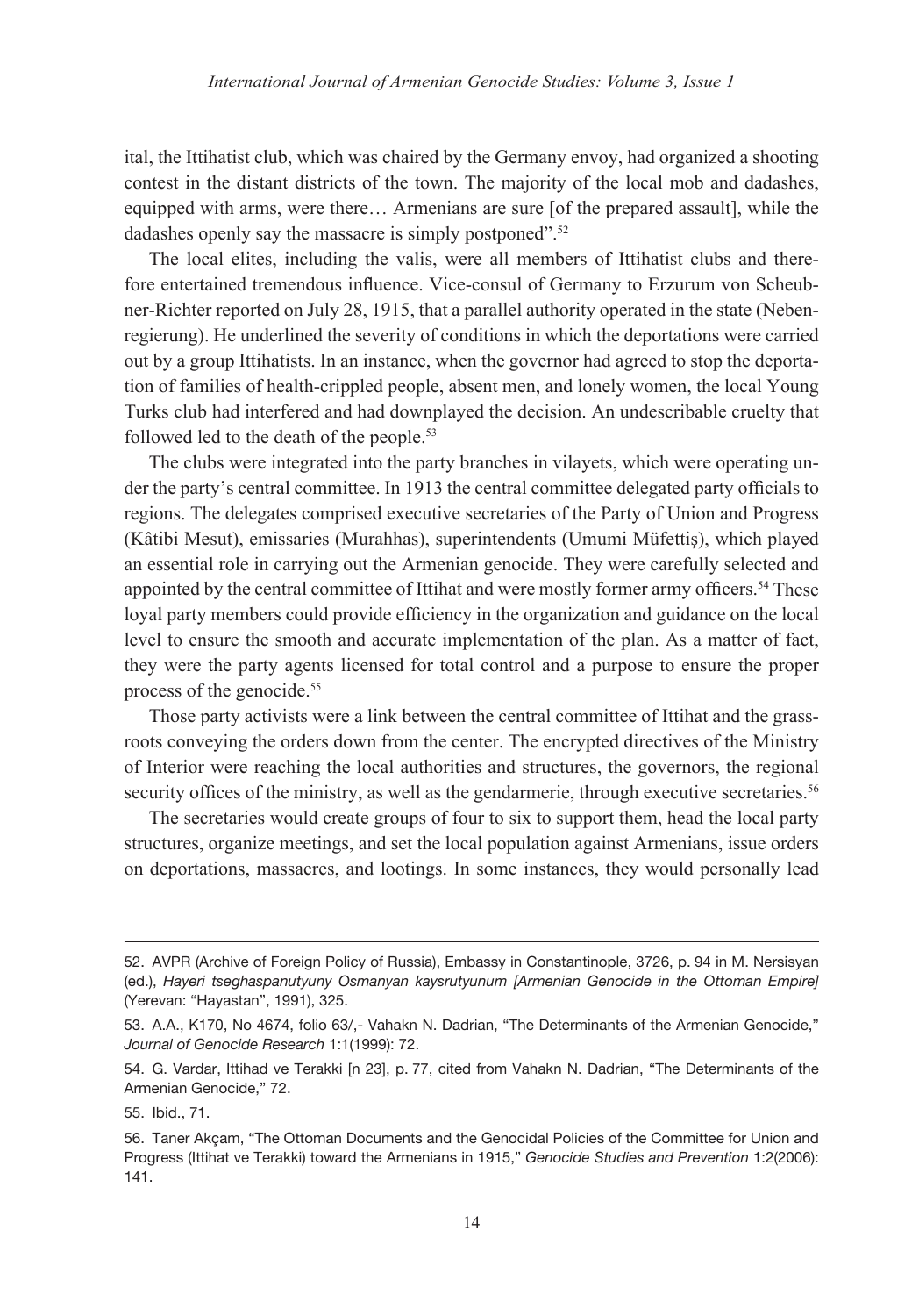ital, the Ittihatist club, which was chaired by the Germany envoy, had organized a shooting contest in the distant districts of the town. The majority of the local mob and dadashes, equipped with arms, were there… Armenians are sure [of the prepared assault], while the dadashes openly say the massacre is simply postponed".[52]

The local elites, including the valis, were all members of Ittihatist clubs and therefore entertained tremendous influence. Vice-consul of Germany to Erzurum von Scheubner-Richter reported on July 28, 1915, that a parallel authority operated in the state (Nebenregierung). He underlined the severity of conditions in which the deportations were carried out by a group Ittihatists. In an instance, when the governor had agreed to stop the deportation of families of health-crippled people, absent men, and lonely women, the local Young Turks club had interfered and had downplayed the decision. An undescribable cruelty that followed led to the death of the people.[53]

The clubs were integrated into the party branches in vilayets, which were operating under the party's central committee. In 1913 the central committee delegated party officials to regions. The delegates comprised executive secretaries of the Party of Union and Progress (Kâtibi Mesut), emissaries (Murahhas), superintendents (Umumi Müfettiş), which played an essential role in carrying out the Armenian genocide. They were carefully selected and appointed by the central committee of Ittihat and were mostly former army officers.[54] These loyal party members could provide efficiency in the organization and guidance on the local level to ensure the smooth and accurate implementation of the plan. As a matter of fact, they were the party agents licensed for total control and a purpose to ensure the proper process of the genocide.[55]

Those party activists were a link between the central committee of Ittihat and the grassroots conveying the orders down from the center. The encrypted directives of the Ministry of Interior were reaching the local authorities and structures, the governors, the regional security offices of the ministry, as well as the gendarmerie, through executive secretaries.[56]

The secretaries would create groups of four to six to support them, head the local party structures, organize meetings, and set the local population against Armenians, issue orders on deportations, massacres, and lootings. In some instances, they would personally lead

---

52. AVPR (Archive of Foreign Policy of Russia), Embassy in Constantinople, 3726, p. 94 in M. Nersisyan (ed.), *Hayeri tseghaspanutyuny Osmanyan kaysrutyunum [Armenian Genocide in the Ottoman Empire]* (Yerevan: "Hayastan", 1991), 325.

53. A.A., K170, No 4674, folio 63/,- Vahakn N. Dadrian, "The Determinants of the Armenian Genocide," *Journal of Genocide Research* 1:1(1999): 72.

54. G. Vardar, Ittihad ve Terakki [n 23], p. 77, cited from Vahakn N. Dadrian, "The Determinants of the Armenian Genocide," 72.

55. Ibid., 71.

56. Taner Akçam, "The Ottoman Documents and the Genocidal Policies of the Committee for Union and Progress (Ittihat ve Terakki) toward the Armenians in 1915," *Genocide Studies and Prevention* 1:2(2006): 141.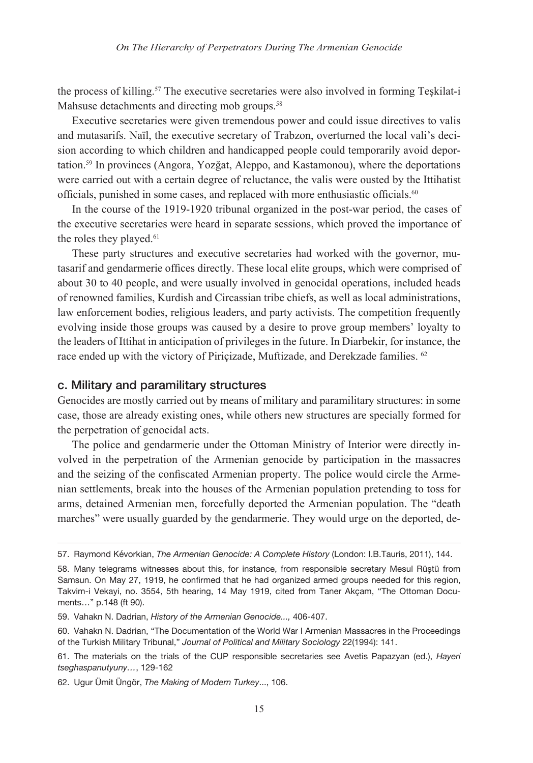the process of killing.[57] The executive secretaries were also involved in forming Teşkilat-i Mahsuse detachments and directing mob groups.[58]

Executive secretaries were given tremendous power and could issue directives to valis and mutasarifs. Naïl, the executive secretary of Trabzon, overturned the local vali's decision according to which children and handicapped people could temporarily avoid deportation.[59] In provinces (Angora, Yozğat, Aleppo, and Kastamonou), where the deportations were carried out with a certain degree of reluctance, the valis were ousted by the Ittihatist officials, punished in some cases, and replaced with more enthusiastic officials.[60]

In the course of the 1919-1920 tribunal organized in the post-war period, the cases of the executive secretaries were heard in separate sessions, which proved the importance of the roles they played.[61]

These party structures and executive secretaries had worked with the governor, mutasarif and gendarmerie offices directly. These local elite groups, which were comprised of about 30 to 40 people, and were usually involved in genocidal operations, included heads of renowned families, Kurdish and Circassian tribe chiefs, as well as local administrations, law enforcement bodies, religious leaders, and party activists. The competition frequently evolving inside those groups was caused by a desire to prove group members' loyalty to the leaders of Ittihat in anticipation of privileges in the future. In Diarbekir, for instance, the race ended up with the victory of Piriçizade, Muftizade, and Derekzade families.[62]

### c. Military and paramilitary structures

Genocides are mostly carried out by means of military and paramilitary structures: in some case, those are already existing ones, while others new structures are specially formed for the perpetration of genocidal acts.

The police and gendarmerie under the Ottoman Ministry of Interior were directly involved in the perpetration of the Armenian genocide by participation in the massacres and the seizing of the confiscated Armenian property. The police would circle the Armenian settlements, break into the houses of the Armenian population pretending to toss for arms, detained Armenian men, forcefully deported the Armenian population. The "death marches" were usually guarded by the gendarmerie. They would urge on the deported, de-

---

57. Raymond Kévorkian, *The Armenian Genocide: A Complete History* (London: I.B.Tauris, 2011), 144.

58. Many telegrams witnesses about this, for instance, from responsible secretary Mesul Rüştü from Samsun. On May 27, 1919, he confirmed that he had organized armed groups needed for this region, Takvim-i Vekayi, no. 3554, 5th hearing, 14 May 1919, cited from Taner Akçam, "The Ottoman Documents…" p.148 (ft 90).

59. Vahakn N. Dadrian, *History of the Armenian Genocide...,* 406-407.

60. Vahakn N. Dadrian, "The Documentation of the World War I Armenian Massacres in the Proceedings of the Turkish Military Tribunal," *Journal of Political and Military Sociology* 22(1994): 141.

61. The materials on the trials of the CUP responsible secretaries see Avetis Papazyan (ed.), *Hayeri tseghaspanutyuny…*, 129-162

62. Ugur Ümit Üngör, *The Making of Modern Turkey*..., 106.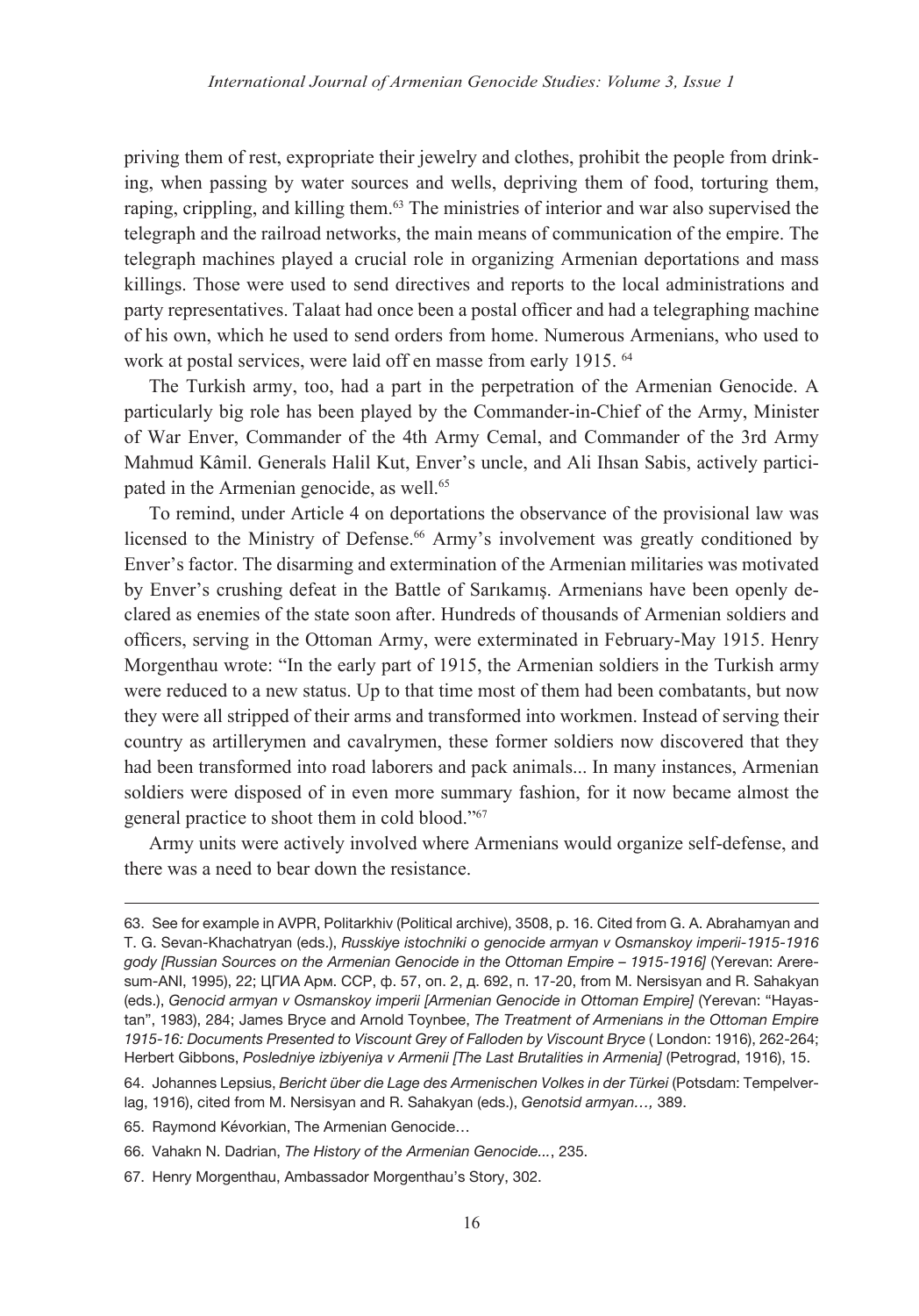priving them of rest, expropriate their jewelry and clothes, prohibit the people from drinking, when passing by water sources and wells, depriving them of food, torturing them, raping, crippling, and killing them.[63] The ministries of interior and war also supervised the telegraph and the railroad networks, the main means of communication of the empire. The telegraph machines played a crucial role in organizing Armenian deportations and mass killings. Those were used to send directives and reports to the local administrations and party representatives. Talaat had once been a postal officer and had a telegraphing machine of his own, which he used to send orders from home. Numerous Armenians, who used to work at postal services, were laid off en masse from early 1915. [64]

The Turkish army, too, had a part in the perpetration of the Armenian Genocide. A particularly big role has been played by the Commander-in-Chief of the Army, Minister of War Enver, Commander of the 4th Army Cemal, and Commander of the 3rd Army Mahmud Kâmil. Generals Halil Kut, Enver's uncle, and Ali Ihsan Sabis, actively participated in the Armenian genocide, as well.[65]

To remind, under Article 4 on deportations the observance of the provisional law was licensed to the Ministry of Defense.[66] Army's involvement was greatly conditioned by Enver's factor. The disarming and extermination of the Armenian militaries was motivated by Enver's crushing defeat in the Battle of Sarıkamış. Armenians have been openly declared as enemies of the state soon after. Hundreds of thousands of Armenian soldiers and officers, serving in the Ottoman Army, were exterminated in February-May 1915. Henry Morgenthau wrote: "In the early part of 1915, the Armenian soldiers in the Turkish army were reduced to a new status. Up to that time most of them had been combatants, but now they were all stripped of their arms and transformed into workmen. Instead of serving their country as artillerymen and cavalrymen, these former soldiers now discovered that they had been transformed into road laborers and pack animals... In many instances, Armenian soldiers were disposed of in even more summary fashion, for it now became almost the general practice to shoot them in cold blood."[67]

Army units were actively involved where Armenians would organize self-defense, and there was a need to bear down the resistance.

---

63. See for example in AVPR, Politarkhiv (Political archive), 3508, p. 16. Cited from G. A. Abrahamyan and T. G. Sevan-Khachatryan (eds.), *Russkiye istochniki o genocide armyan v Osmanskoy imperii-1915-1916 gody [Russian Sources on the Armenian Genocide in the Ottoman Empire – 1915-1916]* (Yerevan: Areresum-ANI, 1995), 22; ЦГИА Арм. ССР, ф. 57, оп. 2, д. 692, п. 17-20, from M. Nersisyan and R. Sahakyan (eds.), *Genocid armyan v Osmanskoy imperii [Armenian Genocide in Ottoman Empire]* (Yerevan: "Hayastan", 1983), 284; James Bryce and Arnold Toynbee, *The Treatment of Armenians in the Ottoman Empire 1915-16: Documents Presented to Viscount Grey of Falloden by Viscount Bryce* ( London: 1916), 262-264; Herbert Gibbons, *Posledniye izbiyeniya v Armenii [The Last Brutalities in Armenia]* (Petrograd, 1916), 15.

64. Johannes Lepsius, *Bericht über die Lage des Armenischen Volkes in der Türkei* (Potsdam: Tempelverlag, 1916), cited from M. Nersisyan and R. Sahakyan (eds.), *Genotsid armyan…,* 389.

65. Raymond Kévorkian, The Armenian Genocide…

66. Vahakn N. Dadrian, *The History of the Armenian Genocide...*, 235.

67. Henry Morgenthau, Ambassador Morgenthau's Story, 302.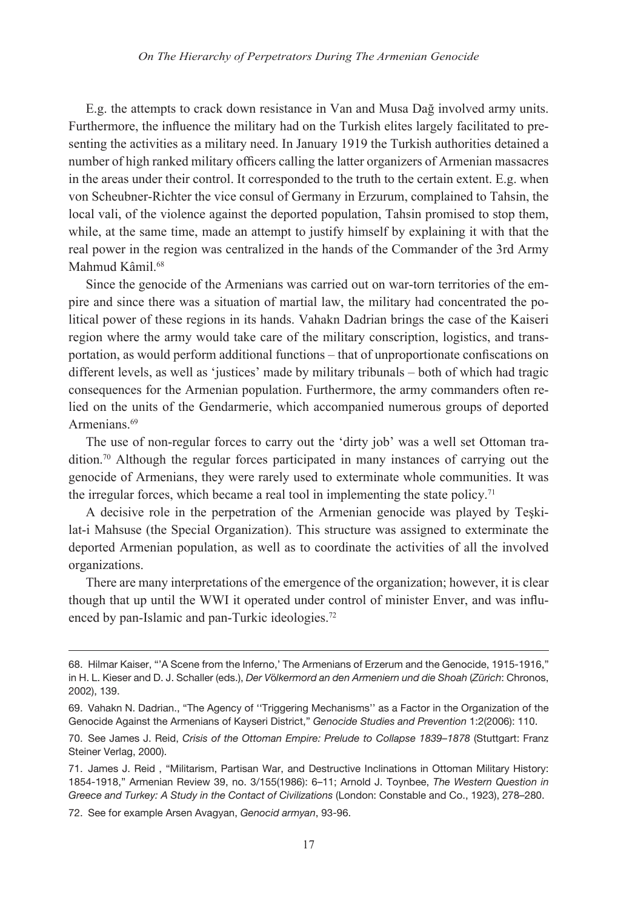E.g. the attempts to crack down resistance in Van and Musa Dağ involved army units. Furthermore, the influence the military had on the Turkish elites largely facilitated to presenting the activities as a military need. In January 1919 the Turkish authorities detained a number of high ranked military officers calling the latter organizers of Armenian massacres in the areas under their control. It corresponded to the truth to the certain extent. E.g. when von Scheubner-Richter the vice consul of Germany in Erzurum, complained to Tahsin, the local vali, of the violence against the deported population, Tahsin promised to stop them, while, at the same time, made an attempt to justify himself by explaining it with that the real power in the region was centralized in the hands of the Commander of the 3rd Army Mahmud Kâmil.[68]

Since the genocide of the Armenians was carried out on war-torn territories of the empire and since there was a situation of martial law, the military had concentrated the political power of these regions in its hands. Vahakn Dadrian brings the case of the Kaiseri region where the army would take care of the military conscription, logistics, and transportation, as would perform additional functions – that of unproportionate confiscations on different levels, as well as 'justices' made by military tribunals – both of which had tragic consequences for the Armenian population. Furthermore, the army commanders often relied on the units of the Gendarmerie, which accompanied numerous groups of deported Armenians.[69]

The use of non-regular forces to carry out the 'dirty job' was a well set Ottoman tradition.[70] Although the regular forces participated in many instances of carrying out the genocide of Armenians, they were rarely used to exterminate whole communities. It was the irregular forces, which became a real tool in implementing the state policy.[71]

A decisive role in the perpetration of the Armenian genocide was played by Teşkilat-i Mahsuse (the Special Organization). This structure was assigned to exterminate the deported Armenian population, as well as to coordinate the activities of all the involved organizations.

There are many interpretations of the emergence of the organization; however, it is clear though that up until the WWI it operated under control of minister Enver, and was influenced by pan-Islamic and pan-Turkic ideologies.[72]

---

68. Hilmar Kaiser, "'A Scene from the Inferno,' The Armenians of Erzerum and the Genocide, 1915-1916," in H. L. Kieser and D. J. Schaller (eds.), *Der Völkermord an den Armeniern und die Shoah* (*Zürich*: Chronos, 2002), 139.

69. Vahakn N. Dadrian., "The Agency of ''Triggering Mechanisms'' as a Factor in the Organization of the Genocide Against the Armenians of Kayseri District," *Genocide Studies and Prevention* 1:2(2006): 110.

70. See James J. Reid, *Crisis of the Ottoman Empire: Prelude to Collapse 1839–1878* (Stuttgart: Franz Steiner Verlag, 2000).

71. James J. Reid , "Militarism, Partisan War, and Destructive Inclinations in Ottoman Military History: 1854-1918," Armenian Review 39, no. 3/155(1986): 6–11; Arnold J. Toynbee, *The Western Question in Greece and Turkey: A Study in the Contact of Civilizations* (London: Constable and Co., 1923), 278–280.

72. See for example Arsen Avagyan, *Genocid armyan*, 93-96.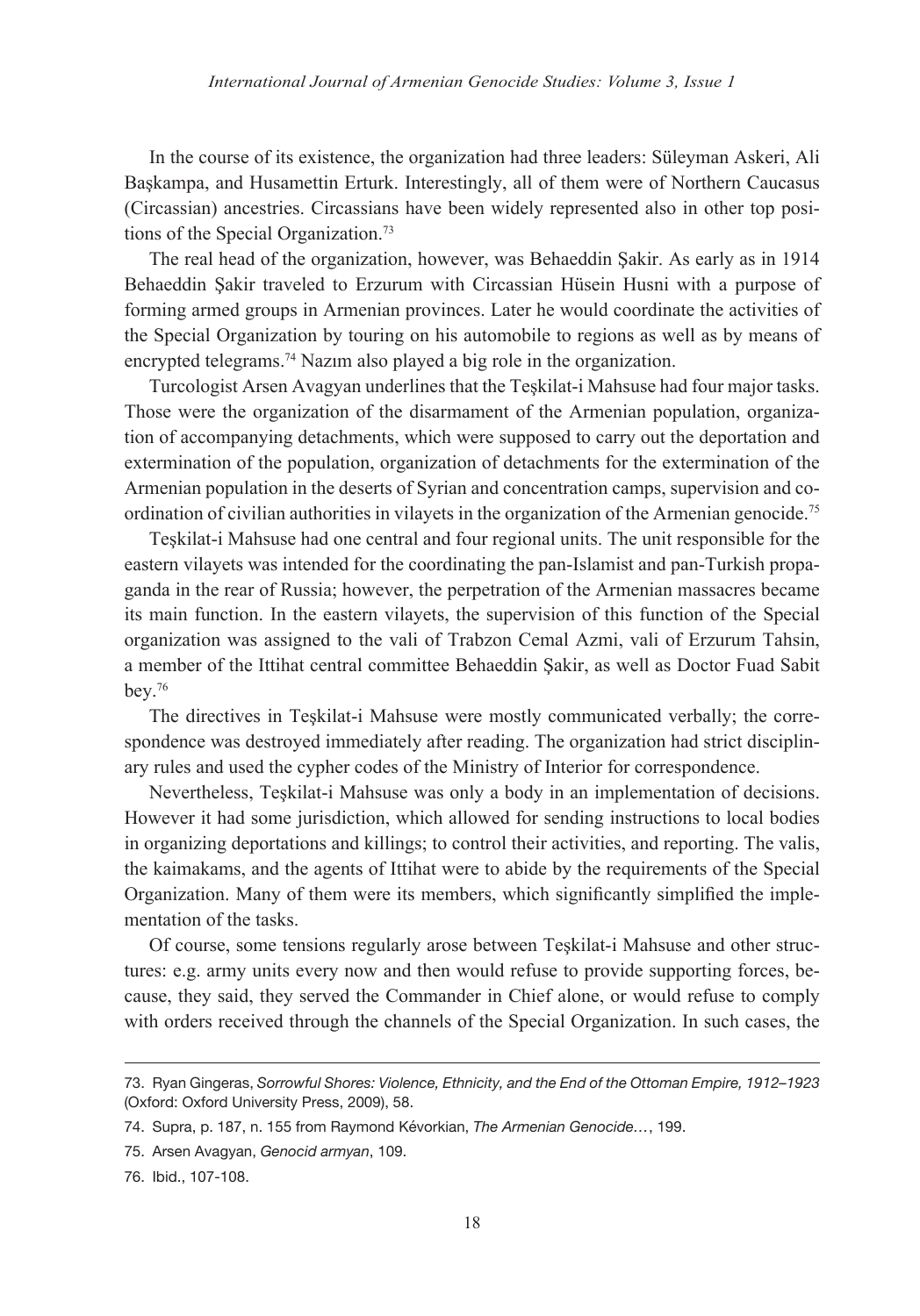In the course of its existence, the organization had three leaders: Süleyman Askeri, Ali Başkampa, and Husamettin Erturk. Interestingly, all of them were of Northern Caucasus (Circassian) ancestries. Circassians have been widely represented also in other top positions of the Special Organization.[73]

The real head of the organization, however, was Behaeddin Şakir. As early as in 1914 Behaeddin Şakir traveled to Erzurum with Circassian Hüsein Husni with a purpose of forming armed groups in Armenian provinces. Later he would coordinate the activities of the Special Organization by touring on his automobile to regions as well as by means of encrypted telegrams.[74] Nazım also played a big role in the organization.

Turcologist Arsen Avagyan underlines that the Teşkilat-i Mahsuse had four major tasks. Those were the organization of the disarmament of the Armenian population, organization of accompanying detachments, which were supposed to carry out the deportation and extermination of the population, organization of detachments for the extermination of the Armenian population in the deserts of Syrian and concentration camps, supervision and coordination of civilian authorities in vilayets in the organization of the Armenian genocide.[75]

Teşkilat-i Mahsuse had one central and four regional units. The unit responsible for the eastern vilayets was intended for the coordinating the pan-Islamist and pan-Turkish propaganda in the rear of Russia; however, the perpetration of the Armenian massacres became its main function. In the eastern vilayets, the supervision of this function of the Special organization was assigned to the vali of Trabzon Cemal Azmi, vali of Erzurum Tahsin, a member of the Ittihat central committee Behaeddin Şakir, as well as Doctor Fuad Sabit bey.[76]

The directives in Teşkilat-i Mahsuse were mostly communicated verbally; the correspondence was destroyed immediately after reading. The organization had strict disciplinary rules and used the cypher codes of the Ministry of Interior for correspondence.

Nevertheless, Teşkilat-i Mahsuse was only a body in an implementation of decisions. However it had some jurisdiction, which allowed for sending instructions to local bodies in organizing deportations and killings; to control their activities, and reporting. The valis, the kaimakams, and the agents of Ittihat were to abide by the requirements of the Special Organization. Many of them were its members, which significantly simplified the implementation of the tasks.

Of course, some tensions regularly arose between Teşkilat-i Mahsuse and other structures: e.g. army units every now and then would refuse to provide supporting forces, because, they said, they served the Commander in Chief alone, or would refuse to comply with orders received through the channels of the Special Organization. In such cases, the

---

73. Ryan Gingeras, *Sorrowful Shores: Violence, Ethnicity, and the End of the Ottoman Empire, 1912–1923* (Oxford: Oxford University Press, 2009), 58.

74. Supra, p. 187, n. 155 from Raymond Kévorkian, *The Armenian Genocide…*, 199.

75. Arsen Avagyan, *Genocid armyan*, 109.

76. Ibid., 107-108.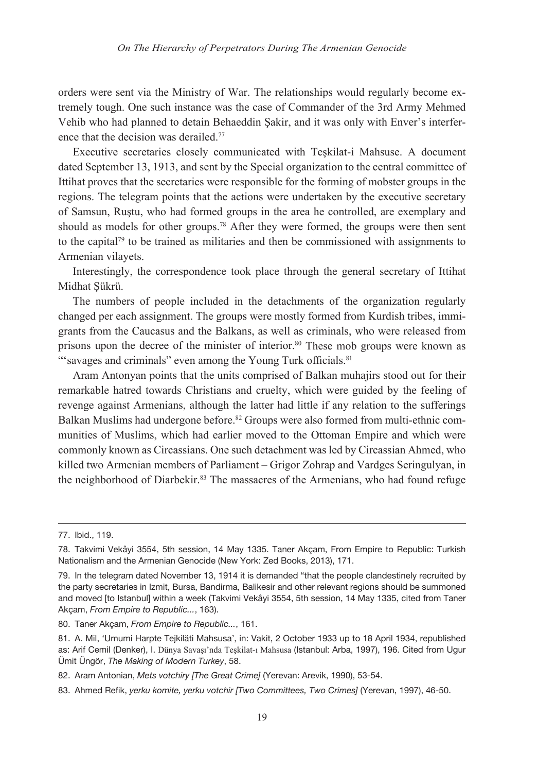orders were sent via the Ministry of War. The relationships would regularly become extremely tough. One such instance was the case of Commander of the 3rd Army Mehmed Vehib who had planned to detain Behaeddin Şakir, and it was only with Enver's interference that the decision was derailed.[77]

Executive secretaries closely communicated with Teşkilat-i Mahsuse. A document dated September 13, 1913, and sent by the Special organization to the central committee of Ittihat proves that the secretaries were responsible for the forming of mobster groups in the regions. The telegram points that the actions were undertaken by the executive secretary of Samsun, Ruştu, who had formed groups in the area he controlled, are exemplary and should as models for other groups.[78] After they were formed, the groups were then sent to the capital[79] to be trained as militaries and then be commissioned with assignments to Armenian vilayets.

Interestingly, the correspondence took place through the general secretary of Ittihat Midhat Şükrü.

The numbers of people included in the detachments of the organization regularly changed per each assignment. The groups were mostly formed from Kurdish tribes, immigrants from the Caucasus and the Balkans, as well as criminals, who were released from prisons upon the decree of the minister of interior.[80] These mob groups were known as "'savages and criminals" even among the Young Turk officials.[81]

Aram Antonyan points that the units comprised of Balkan muhajirs stood out for their remarkable hatred towards Christians and cruelty, which were guided by the feeling of revenge against Armenians, although the latter had little if any relation to the sufferings Balkan Muslims had undergone before.[82] Groups were also formed from multi-ethnic communities of Muslims, which had earlier moved to the Ottoman Empire and which were commonly known as Circassians. One such detachment was led by Circassian Ahmed, who killed two Armenian members of Parliament – Grigor Zohrap and Vardges Seringulyan, in the neighborhood of Diarbekir.[83] The massacres of the Armenians, who had found refuge

---

77. Ibid., 119.

78. Takvimi Vekâyi 3554, 5th session, 14 May 1335. Taner Akçam, From Empire to Republic: Turkish Nationalism and the Armenian Genocide (New York: Zed Books, 2013), 171.

79. In the telegram dated November 13, 1914 it is demanded "that the people clandestinely recruited by the party secretaries in Izmit, Bursa, Bandirma, Balikesir and other relevant regions should be summoned and moved [to Istanbul] within a week (Takvimi Vekâyi 3554, 5th session, 14 May 1335, cited from Taner Akçam, *From Empire to Republic...*, 163).

80. Taner Akçam, *From Empire to Republic...*, 161.

81. A. Mil, 'Umumi Harpte Tejkiläti Mahsusa', in: Vakit, 2 October 1933 up to 18 April 1934, republished as: Arif Cemil (Denker), I. Dünya Savaşı'nda Teşkilat-ı Mahsusa (Istanbul: Arba, 1997), 196. Cited from Ugur Ümit Üngör, *The Making of Modern Turkey*, 58.

82. Aram Antonian, *Mets votchiry [The Great Crime]* (Yerevan: Arevik, 1990), 53-54.

83. Ahmed Refik, *yerku komite, yerku votchir [Two Committees, Two Crimes]* (Yerevan, 1997), 46-50.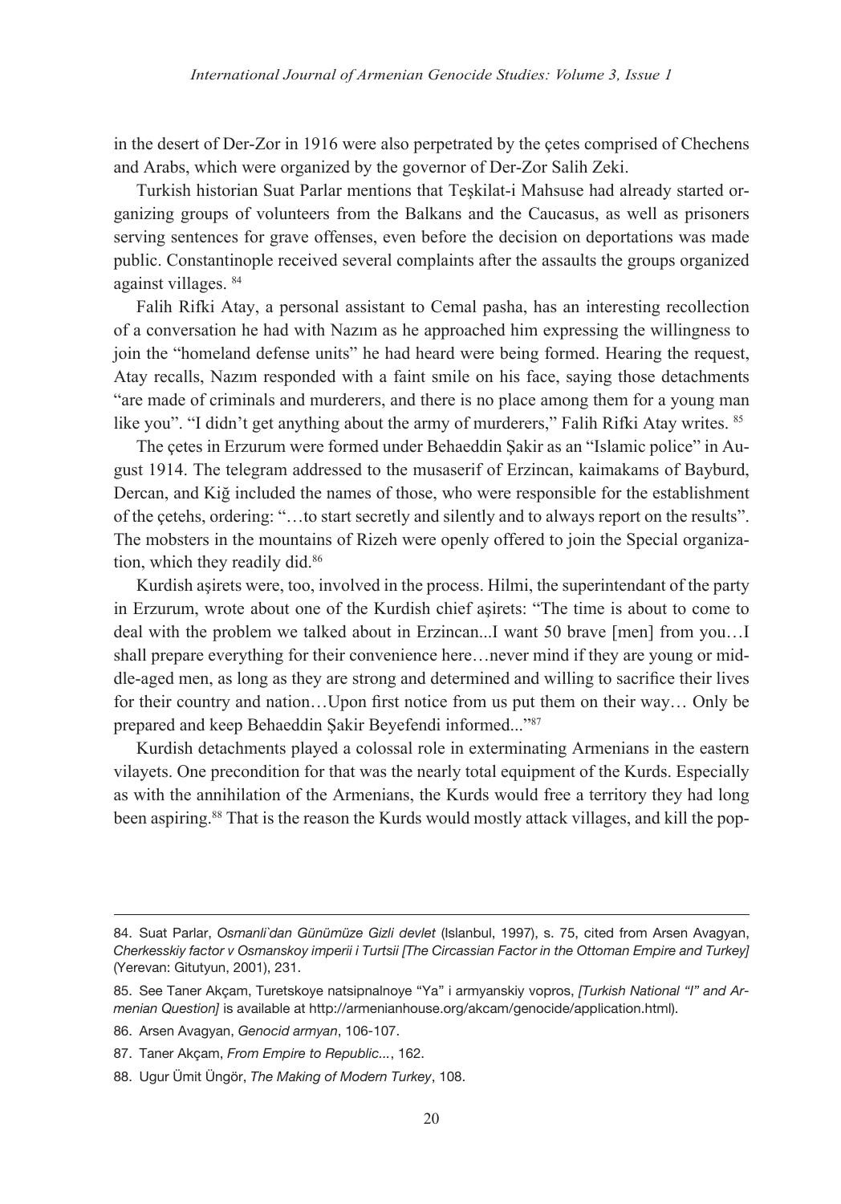in the desert of Der-Zor in 1916 were also perpetrated by the çetes comprised of Chechens and Arabs, which were organized by the governor of Der-Zor Salih Zeki.

Turkish historian Suat Parlar mentions that Teşkilat-i Mahsuse had already started organizing groups of volunteers from the Balkans and the Caucasus, as well as prisoners serving sentences for grave offenses, even before the decision on deportations was made public. Constantinople received several complaints after the assaults the groups organized against villages. [84]

Falih Rifki Atay, a personal assistant to Cemal pasha, has an interesting recollection of a conversation he had with Nazım as he approached him expressing the willingness to join the "homeland defense units" he had heard were being formed. Hearing the request, Atay recalls, Nazım responded with a faint smile on his face, saying those detachments "are made of criminals and murderers, and there is no place among them for a young man like you". "I didn't get anything about the army of murderers," Falih Rifki Atay writes. [85]

The çetes in Erzurum were formed under Behaeddin Şakir as an "Islamic police" in August 1914. The telegram addressed to the musaserif of Erzincan, kaimakams of Bayburd, Dercan, and Kiğ included the names of those, who were responsible for the establishment of the çetehs, ordering: "…to start secretly and silently and to always report on the results". The mobsters in the mountains of Rizeh were openly offered to join the Special organization, which they readily did.[86]

Kurdish aşirets were, too, involved in the process. Hilmi, the superintendant of the party in Erzurum, wrote about one of the Kurdish chief aşirets: "The time is about to come to deal with the problem we talked about in Erzincan...I want 50 brave [men] from you…I shall prepare everything for their convenience here…never mind if they are young or middle-aged men, as long as they are strong and determined and willing to sacrifice their lives for their country and nation…Upon first notice from us put them on their way… Only be prepared and keep Behaeddin Şakir Beyefendi informed..."[87]

Kurdish detachments played a colossal role in exterminating Armenians in the eastern vilayets. One precondition for that was the nearly total equipment of the Kurds. Especially as with the annihilation of the Armenians, the Kurds would free a territory they had long been aspiring.[88] That is the reason the Kurds would mostly attack villages, and kill the pop-

---

84. Suat Parlar, *Osmanli`dan Günümüze Gizli devlet* (Islanbul, 1997), s. 75, cited from Arsen Avagyan, *Cherkesskiy factor v Osmanskoy imperii i Turtsii [The Circassian Factor in the Ottoman Empire and Turkey]* (Yerevan: Gitutyun, 2001), 231.

85. See Taner Akçam, Turetskoye natsipnalnoye "Ya" i armyanskiy vopros, *[Turkish National "I" and Armenian Question]* is available at http://armenianhouse.org/akcam/genocide/application.html).

86. Arsen Avagyan, *Genocid armyan*, 106-107.

87. Taner Akçam, *From Empire to Republic...*, 162.

88. Ugur Ümit Üngör, *The Making of Modern Turkey*, 108.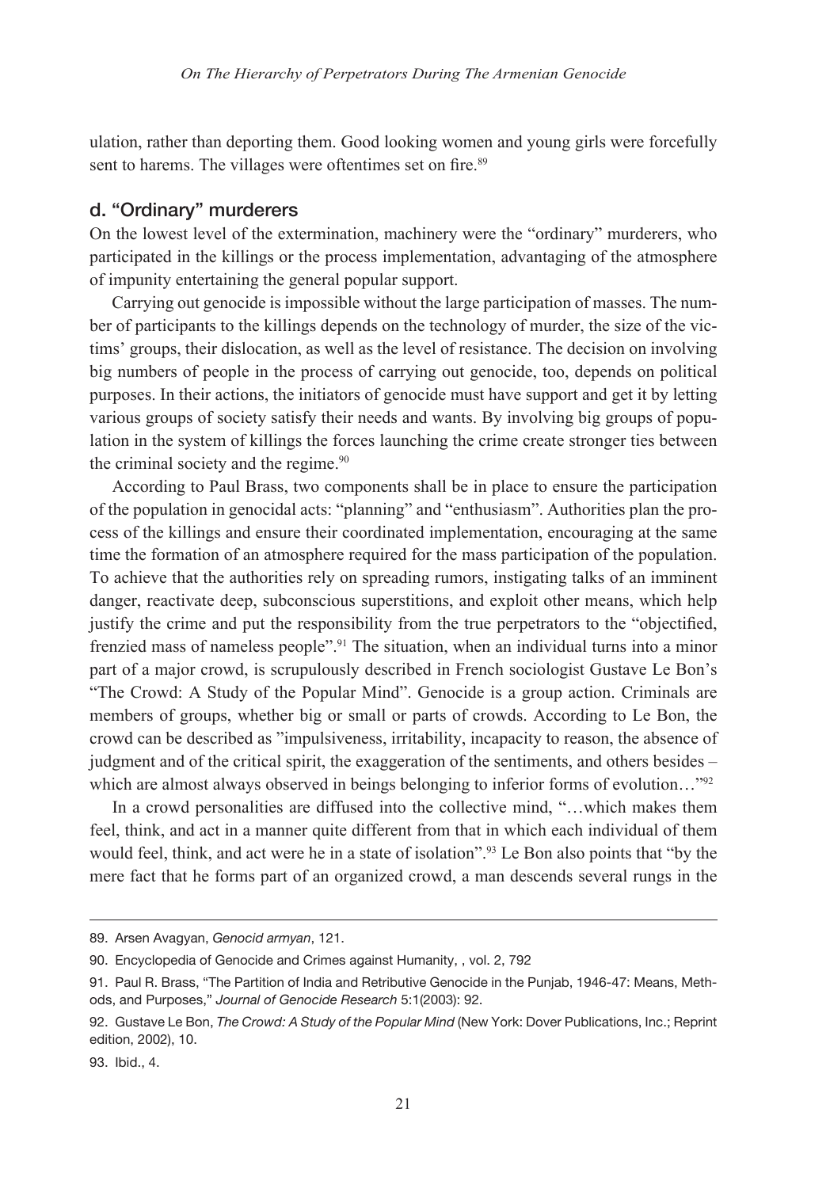ulation, rather than deporting them. Good looking women and young girls were forcefully sent to harems. The villages were oftentimes set on fire.[89]

### d. "Ordinary" murderers

On the lowest level of the extermination, machinery were the "ordinary" murderers, who participated in the killings or the process implementation, advantaging of the atmosphere of impunity entertaining the general popular support.

Carrying out genocide is impossible without the large participation of masses. The number of participants to the killings depends on the technology of murder, the size of the victims' groups, their dislocation, as well as the level of resistance. The decision on involving big numbers of people in the process of carrying out genocide, too, depends on political purposes. In their actions, the initiators of genocide must have support and get it by letting various groups of society satisfy their needs and wants. By involving big groups of population in the system of killings the forces launching the crime create stronger ties between the criminal society and the regime.[90]

According to Paul Brass, two components shall be in place to ensure the participation of the population in genocidal acts: "planning" and "enthusiasm". Authorities plan the process of the killings and ensure their coordinated implementation, encouraging at the same time the formation of an atmosphere required for the mass participation of the population. To achieve that the authorities rely on spreading rumors, instigating talks of an imminent danger, reactivate deep, subconscious superstitions, and exploit other means, which help justify the crime and put the responsibility from the true perpetrators to the "objectified, frenzied mass of nameless people".[91] The situation, when an individual turns into a minor part of a major crowd, is scrupulously described in French sociologist Gustave Le Bon's "The Crowd: A Study of the Popular Mind". Genocide is a group action. Criminals are members of groups, whether big or small or parts of crowds. According to Le Bon, the crowd can be described as "impulsiveness, irritability, incapacity to reason, the absence of judgment and of the critical spirit, the exaggeration of the sentiments, and others besides – which are almost always observed in beings belonging to inferior forms of evolution…"[92]

In a crowd personalities are diffused into the collective mind, "…which makes them feel, think, and act in a manner quite different from that in which each individual of them would feel, think, and act were he in a state of isolation".[93] Le Bon also points that "by the mere fact that he forms part of an organized crowd, a man descends several rungs in the

---

89. Arsen Avagyan, *Genocid armyan*, 121.

90. Encyclopedia of Genocide and Crimes against Humanity, , vol. 2, 792

91. Paul R. Brass, "The Partition of India and Retributive Genocide in the Punjab, 1946-47: Means, Methods, and Purposes," *Journal of Genocide Research* 5:1(2003): 92.

92. Gustave Le Bon, *The Crowd: A Study of the Popular Mind* (New York: Dover Publications, Inc.; Reprint edition, 2002), 10.

93. Ibid., 4.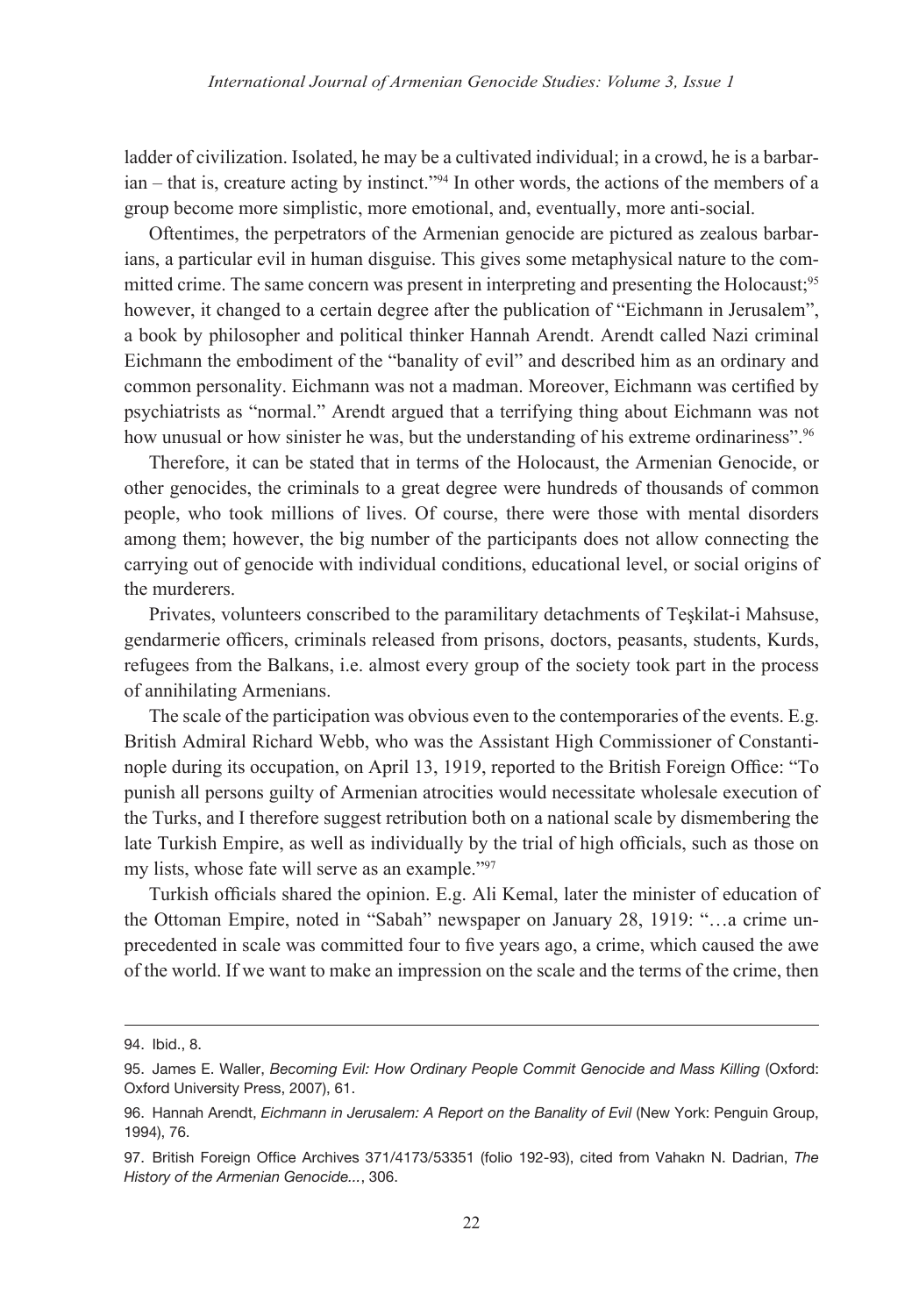ladder of civilization. Isolated, he may be a cultivated individual; in a crowd, he is a barbarian – that is, creature acting by instinct."[94] In other words, the actions of the members of a group become more simplistic, more emotional, and, eventually, more anti-social.

Oftentimes, the perpetrators of the Armenian genocide are pictured as zealous barbarians, a particular evil in human disguise. This gives some metaphysical nature to the committed crime. The same concern was present in interpreting and presenting the Holocaust;[95] however, it changed to a certain degree after the publication of "Eichmann in Jerusalem", a book by philosopher and political thinker Hannah Arendt. Arendt called Nazi criminal Eichmann the embodiment of the "banality of evil" and described him as an ordinary and common personality. Eichmann was not a madman. Moreover, Eichmann was certified by psychiatrists as "normal." Arendt argued that a terrifying thing about Eichmann was not how unusual or how sinister he was, but the understanding of his extreme ordinariness".[96]

Therefore, it can be stated that in terms of the Holocaust, the Armenian Genocide, or other genocides, the criminals to a great degree were hundreds of thousands of common people, who took millions of lives. Of course, there were those with mental disorders among them; however, the big number of the participants does not allow connecting the carrying out of genocide with individual conditions, educational level, or social origins of the murderers.

Privates, volunteers conscribed to the paramilitary detachments of Teşkilat-i Mahsuse, gendarmerie officers, criminals released from prisons, doctors, peasants, students, Kurds, refugees from the Balkans, i.e. almost every group of the society took part in the process of annihilating Armenians.

The scale of the participation was obvious even to the contemporaries of the events. E.g. British Admiral Richard Webb, who was the Assistant High Commissioner of Constantinople during its occupation, on April 13, 1919, reported to the British Foreign Office: "To punish all persons guilty of Armenian atrocities would necessitate wholesale execution of the Turks, and I therefore suggest retribution both on a national scale by dismembering the late Turkish Empire, as well as individually by the trial of high officials, such as those on my lists, whose fate will serve as an example."[97]

Turkish officials shared the opinion. E.g. Ali Kemal, later the minister of education of the Ottoman Empire, noted in "Sabah" newspaper on January 28, 1919: "…a crime unprecedented in scale was committed four to five years ago, a crime, which caused the awe of the world. If we want to make an impression on the scale and the terms of the crime, then

---

94. Ibid., 8.

95. James E. Waller, *Becoming Evil: How Ordinary People Commit Genocide and Mass Killing* (Oxford: Oxford University Press, 2007), 61.

96. Hannah Arendt, *Eichmann in Jerusalem: A Report on the Banality of Evil* (New York: Penguin Group, 1994), 76.

97. British Foreign Office Archives 371/4173/53351 (folio 192-93), cited from Vahakn N. Dadrian, *The History of the Armenian Genocide...*, 306.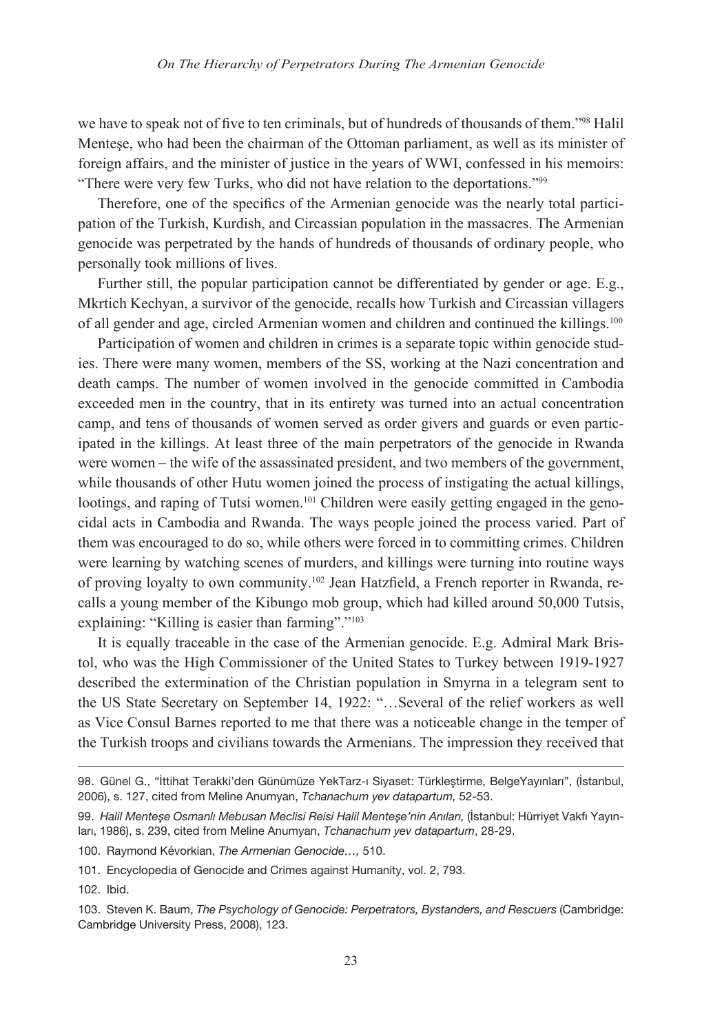we have to speak not of five to ten criminals, but of hundreds of thousands of them."[98] Halil Menteşe, who had been the chairman of the Ottoman parliament, as well as its minister of foreign affairs, and the minister of justice in the years of WWI, confessed in his memoirs: "There were very few Turks, who did not have relation to the deportations."[99]

Therefore, one of the specifics of the Armenian genocide was the nearly total participation of the Turkish, Kurdish, and Circassian population in the massacres. The Armenian genocide was perpetrated by the hands of hundreds of thousands of ordinary people, who personally took millions of lives.

Further still, the popular participation cannot be differentiated by gender or age. E.g., Mkrtich Kechyan, a survivor of the genocide, recalls how Turkish and Circassian villagers of all gender and age, circled Armenian women and children and continued the killings.[100]

Participation of women and children in crimes is a separate topic within genocide studies. There were many women, members of the SS, working at the Nazi concentration and death camps. The number of women involved in the genocide committed in Cambodia exceeded men in the country, that in its entirety was turned into an actual concentration camp, and tens of thousands of women served as order givers and guards or even participated in the killings. At least three of the main perpetrators of the genocide in Rwanda were women – the wife of the assassinated president, and two members of the government, while thousands of other Hutu women joined the process of instigating the actual killings, lootings, and raping of Tutsi women.[101] Children were easily getting engaged in the genocidal acts in Cambodia and Rwanda. The ways people joined the process varied. Part of them was encouraged to do so, while others were forced in to committing crimes. Children were learning by watching scenes of murders, and killings were turning into routine ways of proving loyalty to own community.[102] Jean Hatzfield, a French reporter in Rwanda, recalls a young member of the Kibungo mob group, which had killed around 50,000 Tutsis, explaining: "Killing is easier than farming"."[103]

It is equally traceable in the case of the Armenian genocide. E.g. Admiral Mark Bristol, who was the High Commissioner of the United States to Turkey between 1919-1927 described the extermination of the Christian population in Smyrna in a telegram sent to the US State Secretary on September 14, 1922: "…Several of the relief workers as well as Vice Consul Barnes reported to me that there was a noticeable change in the temper of the Turkish troops and civilians towards the Armenians. The impression they received that

---

98. Günel G., "İttihat Terakki'den Günümüze YekTarz-ı Siyaset: Türkleştirme, BelgeYayınları", (İstanbul, 2006), s. 127, cited from Meline Anumyan, *Tchanachum yev datapartum,* 52-53.

99. *Halil Menteşe Osmanlı Mebusan Meclisi Reisi Halil Menteşe'nin Anıları,* (İstanbul: Hürriyet Vakfı Yayınları, 1986), s. 239, cited from Meline Anumyan, *Tchanachum yev datapartum*, 28-29.

100. Raymond Kévorkian, *The Armenian Genocide…,* 510.

101. Encyclopedia of Genocide and Crimes against Humanity, vol. 2, 793.

102. Ibid.

103. Steven K. Baum, *The Psychology of Genocide: Perpetrators, Bystanders, and Rescuers* (Cambridge: Cambridge University Press, 2008), 123.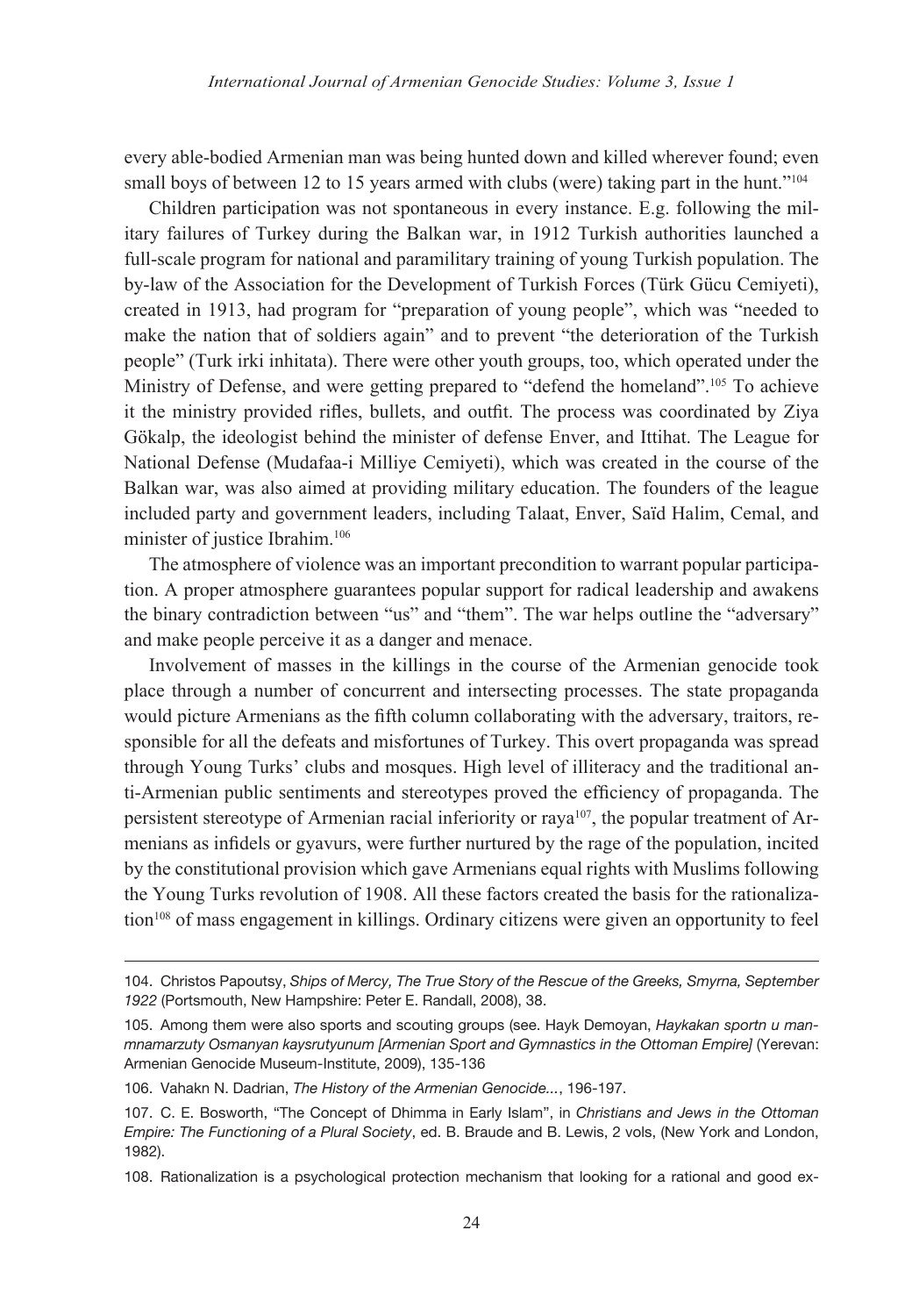every able-bodied Armenian man was being hunted down and killed wherever found; even small boys of between 12 to 15 years armed with clubs (were) taking part in the hunt."[104]

Children participation was not spontaneous in every instance. E.g. following the military failures of Turkey during the Balkan war, in 1912 Turkish authorities launched a full-scale program for national and paramilitary training of young Turkish population. The by-law of the Association for the Development of Turkish Forces (Türk Gücu Cemiyeti), created in 1913, had program for "preparation of young people", which was "needed to make the nation that of soldiers again" and to prevent "the deterioration of the Turkish people" (Turk irki inhitata). There were other youth groups, too, which operated under the Ministry of Defense, and were getting prepared to "defend the homeland".[105] To achieve it the ministry provided rifles, bullets, and outfit. The process was coordinated by Ziya Gökalp, the ideologist behind the minister of defense Enver, and Ittihat. The League for National Defense (Mudafaa-i Milliye Cemiyeti), which was created in the course of the Balkan war, was also aimed at providing military education. The founders of the league included party and government leaders, including Talaat, Enver, Saïd Halim, Cemal, and minister of justice Ibrahim.[106]

The atmosphere of violence was an important precondition to warrant popular participation. A proper atmosphere guarantees popular support for radical leadership and awakens the binary contradiction between "us" and "them". The war helps outline the "adversary" and make people perceive it as a danger and menace.

Involvement of masses in the killings in the course of the Armenian genocide took place through a number of concurrent and intersecting processes. The state propaganda would picture Armenians as the fifth column collaborating with the adversary, traitors, responsible for all the defeats and misfortunes of Turkey. This overt propaganda was spread through Young Turks' clubs and mosques. High level of illiteracy and the traditional anti-Armenian public sentiments and stereotypes proved the efficiency of propaganda. The persistent stereotype of Armenian racial inferiority or raya[107], the popular treatment of Armenians as infidels or gyavurs, were further nurtured by the rage of the population, incited by the constitutional provision which gave Armenians equal rights with Muslims following the Young Turks revolution of 1908. All these factors created the basis for the rationalization[108] of mass engagement in killings. Ordinary citizens were given an opportunity to feel

---

104. Christos Papoutsy, *Ships of Mercy, The True Story of the Rescue of the Greeks, Smyrna, September 1922* (Portsmouth, New Hampshire: Peter E. Randall, 2008), 38.

105. Among them were also sports and scouting groups (see. Hayk Demoyan, *Haykakan sportn u manmnamarzuty Osmanyan kaysrutyunum [Armenian Sport and Gymnastics in the Ottoman Empire]* (Yerevan: Armenian Genocide Museum-Institute, 2009), 135-136

106. Vahakn N. Dadrian, *The History of the Armenian Genocide...*, 196-197.

107. C. E. Bosworth, "The Concept of Dhimma in Early Islam", in *Christians and Jews in the Ottoman Empire: The Functioning of a Plural Society*, ed. B. Braude and B. Lewis, 2 vols, (New York and London, 1982).

108. Rationalization is a psychological protection mechanism that looking for a rational and good ex-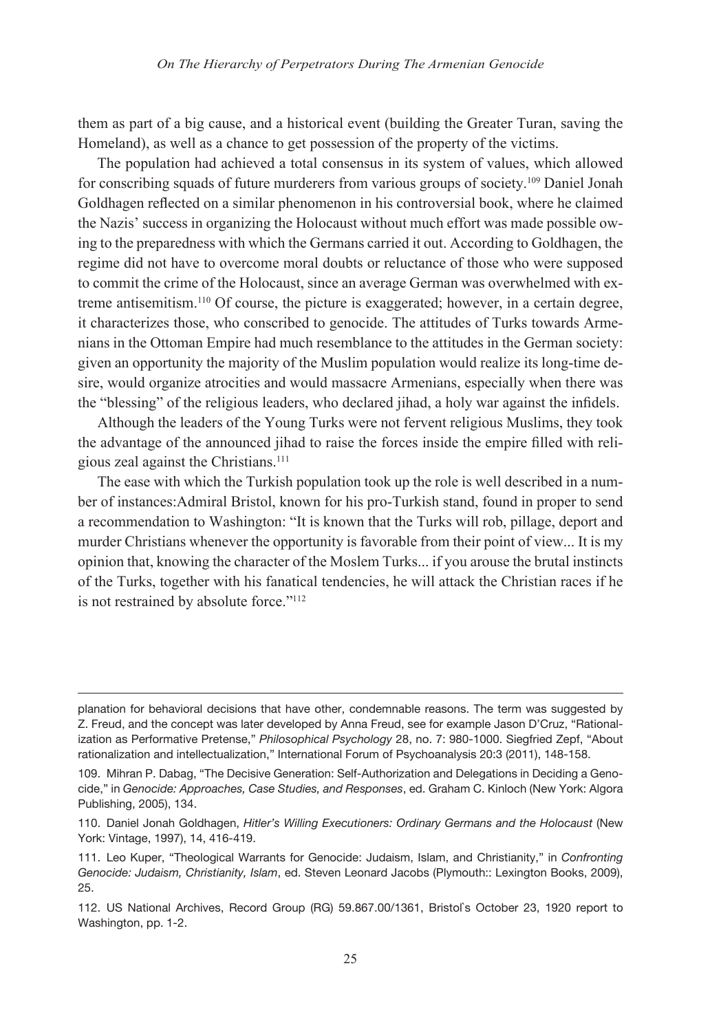them as part of a big cause, and a historical event (building the Greater Turan, saving the Homeland), as well as a chance to get possession of the property of the victims.

The population had achieved a total consensus in its system of values, which allowed for conscribing squads of future murderers from various groups of society.[109] Daniel Jonah Goldhagen reflected on a similar phenomenon in his controversial book, where he claimed the Nazis' success in organizing the Holocaust without much effort was made possible owing to the preparedness with which the Germans carried it out. According to Goldhagen, the regime did not have to overcome moral doubts or reluctance of those who were supposed to commit the crime of the Holocaust, since an average German was overwhelmed with extreme antisemitism.[110] Of course, the picture is exaggerated; however, in a certain degree, it characterizes those, who conscribed to genocide. The attitudes of Turks towards Armenians in the Ottoman Empire had much resemblance to the attitudes in the German society: given an opportunity the majority of the Muslim population would realize its long-time desire, would organize atrocities and would massacre Armenians, especially when there was the "blessing" of the religious leaders, who declared jihad, a holy war against the infidels.

Although the leaders of the Young Turks were not fervent religious Muslims, they took the advantage of the announced jihad to raise the forces inside the empire filled with religious zeal against the Christians.[111]

The ease with which the Turkish population took up the role is well described in a number of instances:Admiral Bristol, known for his pro-Turkish stand, found in proper to send a recommendation to Washington: "It is known that the Turks will rob, pillage, deport and murder Christians whenever the opportunity is favorable from their point of view... It is my opinion that, knowing the character of the Moslem Turks... if you arouse the brutal instincts of the Turks, together with his fanatical tendencies, he will attack the Christian races if he is not restrained by absolute force."[112]

---

planation for behavioral decisions that have other, condemnable reasons. The term was suggested by Z. Freud, and the concept was later developed by Anna Freud, see for example Jason D'Cruz, "Rationalization as Performative Pretense," *Philosophical Psychology* 28, no. 7: 980-1000. Siegfried Zepf, "About rationalization and intellectualization," International Forum of Psychoanalysis 20:3 (2011), 148-158.

109. Mihran P. Dabag, "The Decisive Generation: Self-Authorization and Delegations in Deciding a Genocide," in *Genocide: Approaches, Case Studies, and Responses*, ed. Graham C. Kinloch (New York: Algora Publishing, 2005), 134.

110. Daniel Jonah Goldhagen, *Hitler's Willing Executioners: Ordinary Germans and the Holocaust* (New York: Vintage, 1997), 14, 416-419.

111. Leo Kuper, "Theological Warrants for Genocide: Judaism, Islam, and Christianity," in *Confronting Genocide: Judaism, Christianity, Islam*, ed. Steven Leonard Jacobs (Plymouth:: Lexington Books, 2009), 25.

112. US National Archives, Record Group (RG) 59.867.00/1361, Bristol`s October 23, 1920 report to Washington, pp. 1-2.